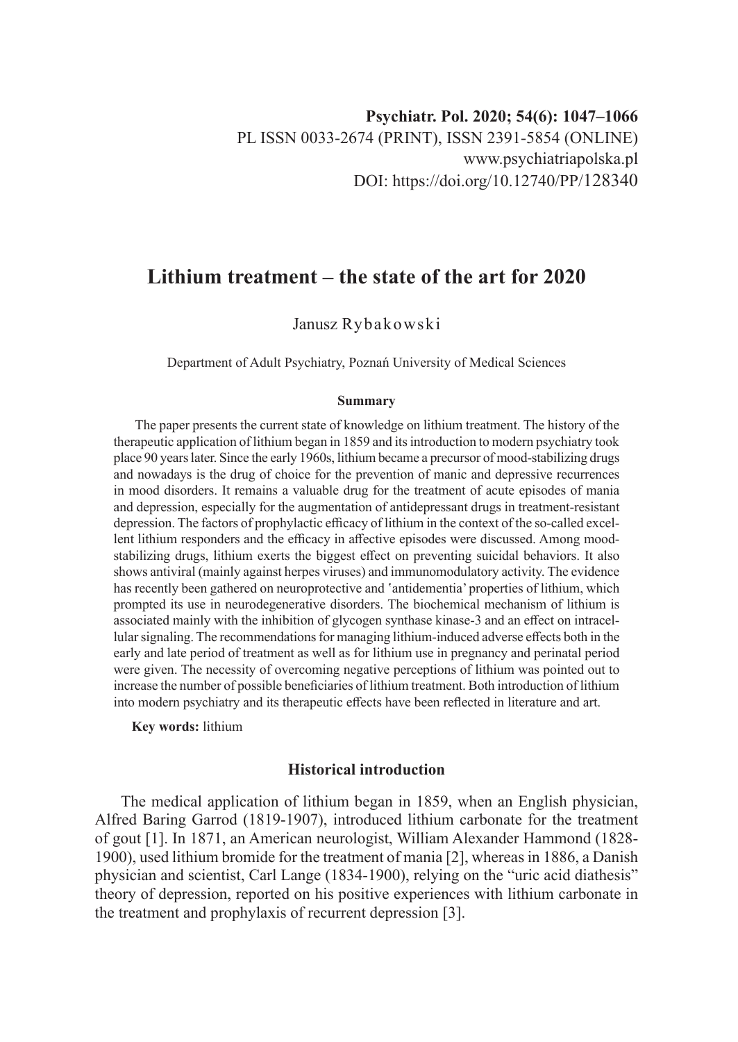Psychiatr. Pol. 2020; 54(6): 1047–1066

PL ISSN 0033-2674 (PRINT), ISSN 2391-5854 (ONLINE)

www.psychiatriapolska.pl

DOI: https://doi.org/10.12740/PP/128340

# Lithium treatment – the state of the art for 2020

Janusz Rybakowski

Department of Adult Psychiatry, Poznań University of Medical Sciences

### Summary

The paper presents the current state of knowledge on lithium treatment. The history of the therapeutic application of lithium began in 1859 and its introduction to modern psychiatry took place 90 years later. Since the early 1960s, lithium became a precursor of mood-stabilizing drugs and nowadays is the drug of choice for the prevention of manic and depressive recurrences in mood disorders. It remains a valuable drug for the treatment of acute episodes of mania and depression, especially for the augmentation of antidepressant drugs in treatment-resistant depression. The factors of prophylactic efficacy of lithium in the context of the so-called excellent lithium responders and the efficacy in affective episodes were discussed. Among mood-stabilizing drugs, lithium exerts the biggest effect on preventing suicidal behaviors. It also shows antiviral (mainly against herpes viruses) and immunomodulatory activity. The evidence has recently been gathered on neuroprotective and 'antidementia' properties of lithium, which prompted its use in neurodegenerative disorders. The biochemical mechanism of lithium is associated mainly with the inhibition of glycogen synthase kinase-3 and an effect on intracellular signaling. The recommendations for managing lithium-induced adverse effects both in the early and late period of treatment as well as for lithium use in pregnancy and perinatal period were given. The necessity of overcoming negative perceptions of lithium was pointed out to increase the number of possible beneficiaries of lithium treatment. Both introduction of lithium into modern psychiatry and its therapeutic effects have been reflected in literature and art.

**Key words:** lithium

### Historical introduction

The medical application of lithium began in 1859, when an English physician, Alfred Baring Garrod (1819-1907), introduced lithium carbonate for the treatment of gout [1]. In 1871, an American neurologist, William Alexander Hammond (1828-1900), used lithium bromide for the treatment of mania [2], whereas in 1886, a Danish physician and scientist, Carl Lange (1834-1900), relying on the "uric acid diathesis" theory of depression, reported on his positive experiences with lithium carbonate in the treatment and prophylaxis of recurrent depression [3].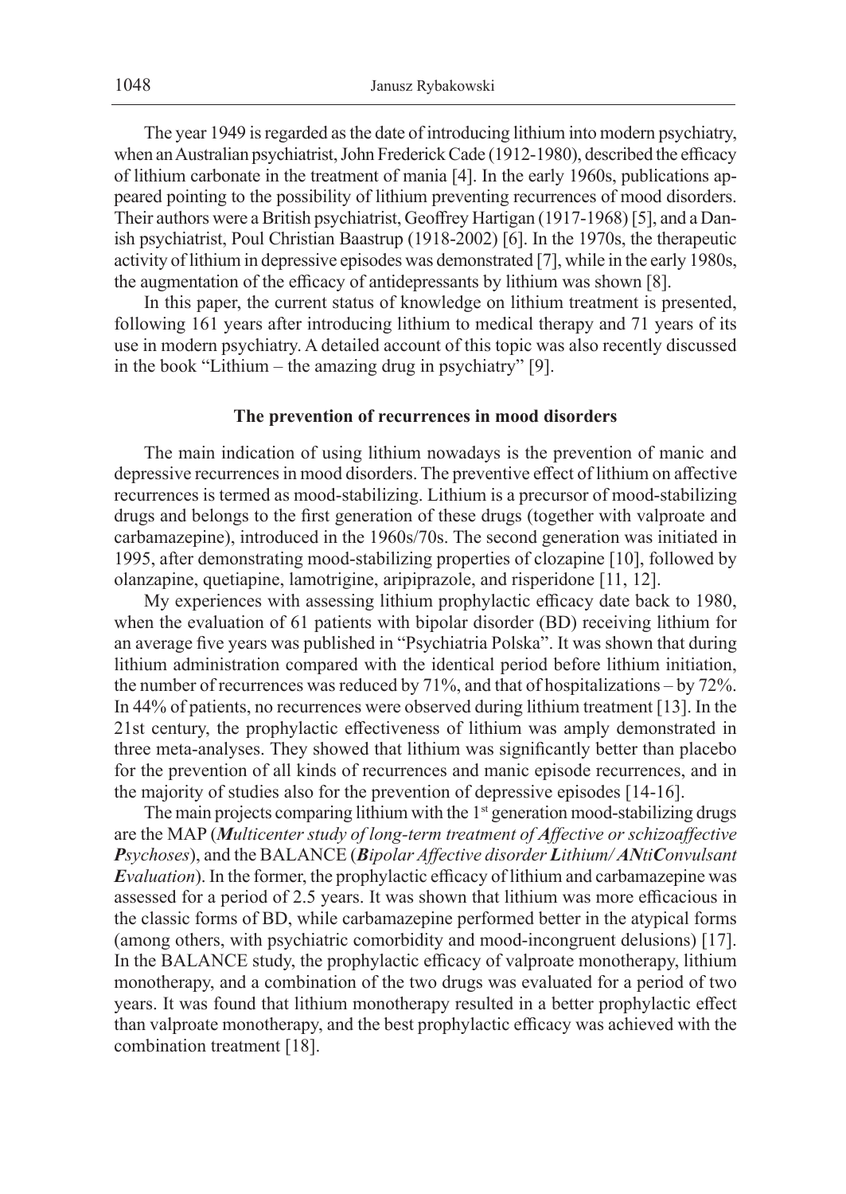The year 1949 is regarded as the date of introducing lithium into modern psychiatry, when an Australian psychiatrist, John Frederick Cade (1912-1980), described the efficacy of lithium carbonate in the treatment of mania [4]. In the early 1960s, publications appeared pointing to the possibility of lithium preventing recurrences of mood disorders. Their authors were a British psychiatrist, Geoffrey Hartigan (1917-1968) [5], and a Danish psychiatrist, Poul Christian Baastrup (1918-2002) [6]. In the 1970s, the therapeutic activity of lithium in depressive episodes was demonstrated [7], while in the early 1980s, the augmentation of the efficacy of antidepressants by lithium was shown [8].

In this paper, the current status of knowledge on lithium treatment is presented, following 161 years after introducing lithium to medical therapy and 71 years of its use in modern psychiatry. A detailed account of this topic was also recently discussed in the book "Lithium – the amazing drug in psychiatry" [9].

## The prevention of recurrences in mood disorders

The main indication of using lithium nowadays is the prevention of manic and depressive recurrences in mood disorders. The preventive effect of lithium on affective recurrences is termed as mood-stabilizing. Lithium is a precursor of mood-stabilizing drugs and belongs to the first generation of these drugs (together with valproate and carbamazepine), introduced in the 1960s/70s. The second generation was initiated in 1995, after demonstrating mood-stabilizing properties of clozapine [10], followed by olanzapine, quetiapine, lamotrigine, aripiprazole, and risperidone [11, 12].

My experiences with assessing lithium prophylactic efficacy date back to 1980, when the evaluation of 61 patients with bipolar disorder (BD) receiving lithium for an average five years was published in "Psychiatria Polska". It was shown that during lithium administration compared with the identical period before lithium initiation, the number of recurrences was reduced by 71%, and that of hospitalizations – by 72%. In 44% of patients, no recurrences were observed during lithium treatment [13]. In the 21st century, the prophylactic effectiveness of lithium was amply demonstrated in three meta-analyses. They showed that lithium was significantly better than placebo for the prevention of all kinds of recurrences and manic episode recurrences, and in the majority of studies also for the prevention of depressive episodes [14-16].

The main projects comparing lithium with the 1st generation mood-stabilizing drugs are the MAP (***M**ulticenter study of long-term treatment of **A**ffective or schizoaffective **P**sychoses*), and the BALANCE (***B**ipolar **A**ffective disorder **L**ithium/ **AN**ti**C**onvulsant **E**valuation*). In the former, the prophylactic efficacy of lithium and carbamazepine was assessed for a period of 2.5 years. It was shown that lithium was more efficacious in the classic forms of BD, while carbamazepine performed better in the atypical forms (among others, with psychiatric comorbidity and mood-incongruent delusions) [17]. In the BALANCE study, the prophylactic efficacy of valproate monotherapy, lithium monotherapy, and a combination of the two drugs was evaluated for a period of two years. It was found that lithium monotherapy resulted in a better prophylactic effect than valproate monotherapy, and the best prophylactic efficacy was achieved with the combination treatment [18].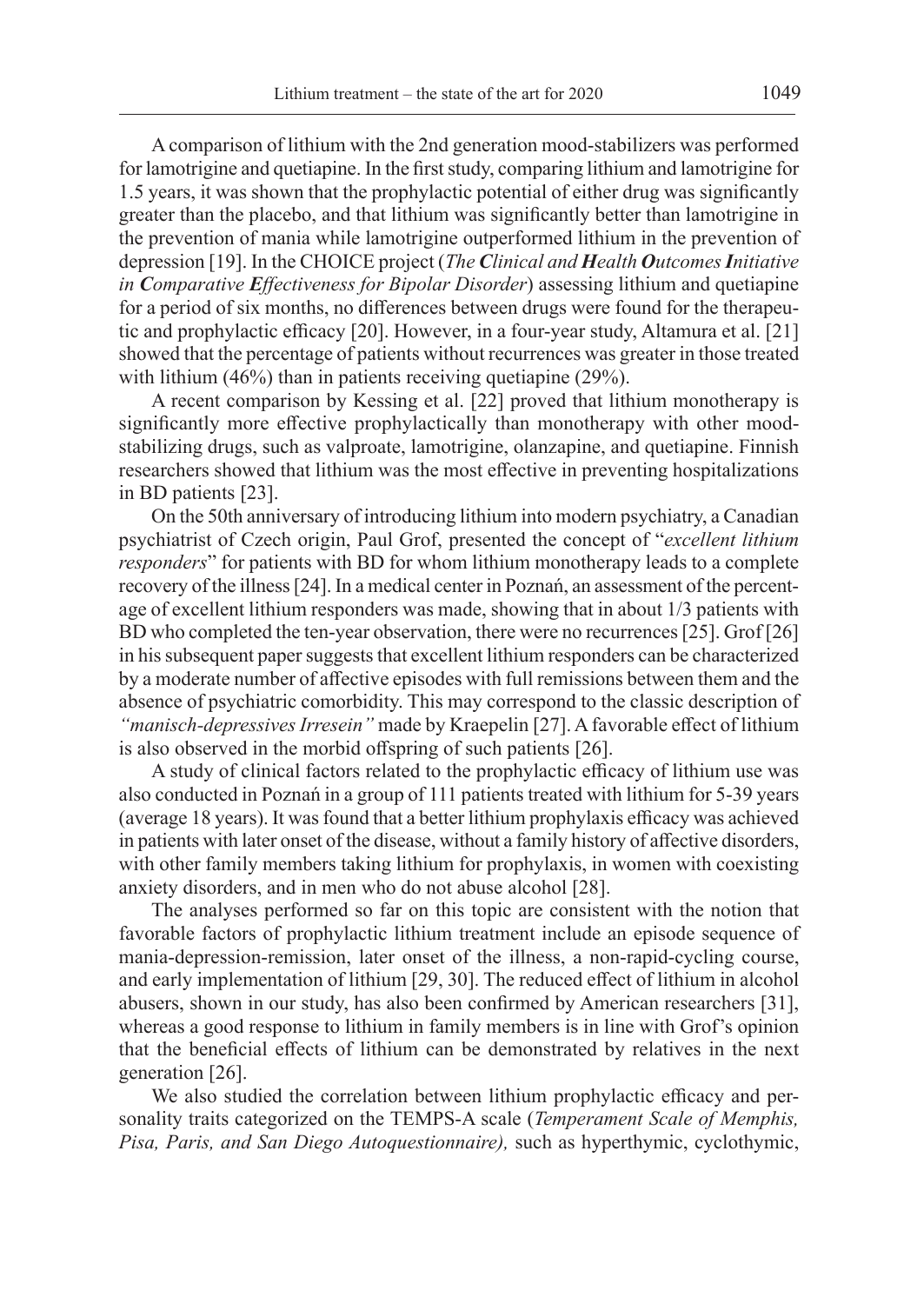A comparison of lithium with the 2nd generation mood-stabilizers was performed for lamotrigine and quetiapine. In the first study, comparing lithium and lamotrigine for 1.5 years, it was shown that the prophylactic potential of either drug was significantly greater than the placebo, and that lithium was significantly better than lamotrigine in the prevention of mania while lamotrigine outperformed lithium in the prevention of depression [19]. In the CHOICE project (*The **C**linical and **H**ealth **O**utcomes **I**nitiative in **C**omparative **E**ffectiveness for Bipolar Disorder*) assessing lithium and quetiapine for a period of six months, no differences between drugs were found for the therapeutic and prophylactic efficacy [20]. However, in a four-year study, Altamura et al. [21] showed that the percentage of patients without recurrences was greater in those treated with lithium (46%) than in patients receiving quetiapine (29%).

A recent comparison by Kessing et al. [22] proved that lithium monotherapy is significantly more effective prophylactically than monotherapy with other mood-stabilizing drugs, such as valproate, lamotrigine, olanzapine, and quetiapine. Finnish researchers showed that lithium was the most effective in preventing hospitalizations in BD patients [23].

On the 50th anniversary of introducing lithium into modern psychiatry, a Canadian psychiatrist of Czech origin, Paul Grof, presented the concept of "*excellent lithium responders*" for patients with BD for whom lithium monotherapy leads to a complete recovery of the illness [24]. In a medical center in Poznań, an assessment of the percentage of excellent lithium responders was made, showing that in about 1/3 patients with BD who completed the ten-year observation, there were no recurrences [25]. Grof [26] in his subsequent paper suggests that excellent lithium responders can be characterized by a moderate number of affective episodes with full remissions between them and the absence of psychiatric comorbidity. This may correspond to the classic description of *"manisch-depressives Irresein"* made by Kraepelin [27]. A favorable effect of lithium is also observed in the morbid offspring of such patients [26].

A study of clinical factors related to the prophylactic efficacy of lithium use was also conducted in Poznań in a group of 111 patients treated with lithium for 5-39 years (average 18 years). It was found that a better lithium prophylaxis efficacy was achieved in patients with later onset of the disease, without a family history of affective disorders, with other family members taking lithium for prophylaxis, in women with coexisting anxiety disorders, and in men who do not abuse alcohol [28].

The analyses performed so far on this topic are consistent with the notion that favorable factors of prophylactic lithium treatment include an episode sequence of mania-depression-remission, later onset of the illness, a non-rapid-cycling course, and early implementation of lithium [29, 30]. The reduced effect of lithium in alcohol abusers, shown in our study, has also been confirmed by American researchers [31], whereas a good response to lithium in family members is in line with Grof's opinion that the beneficial effects of lithium can be demonstrated by relatives in the next generation [26].

We also studied the correlation between lithium prophylactic efficacy and personality traits categorized on the TEMPS-A scale (*Temperament Scale of Memphis, Pisa, Paris, and San Diego Autoquestionnaire),* such as hyperthymic, cyclothymic,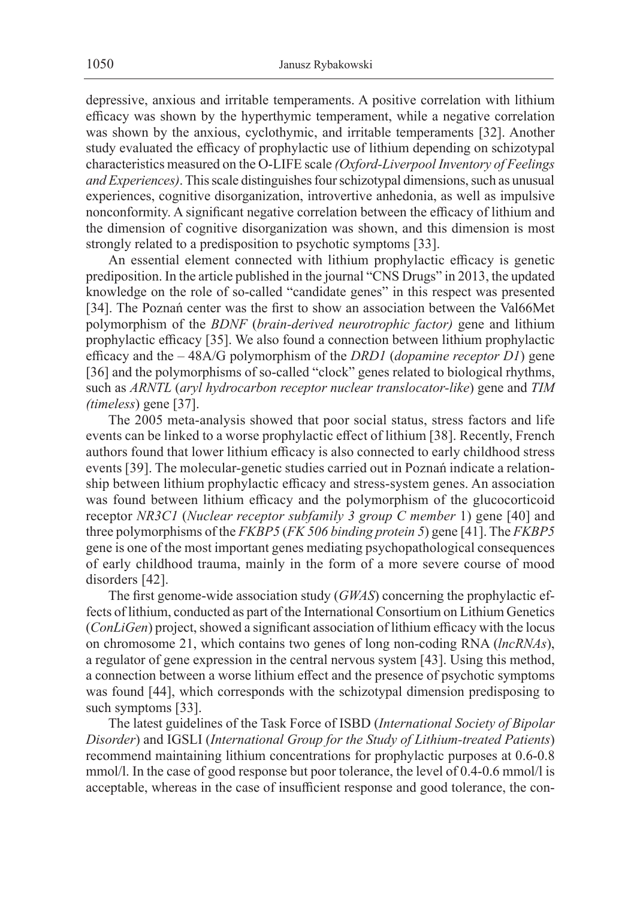depressive, anxious and irritable temperaments. A positive correlation with lithium efficacy was shown by the hyperthymic temperament, while a negative correlation was shown by the anxious, cyclothymic, and irritable temperaments [32]. Another study evaluated the efficacy of prophylactic use of lithium depending on schizotypal characteristics measured on the O-LIFE scale *(Oxford-Liverpool Inventory of Feelings and Experiences)*. This scale distinguishes four schizotypal dimensions, such as unusual experiences, cognitive disorganization, introvertive anhedonia, as well as impulsive nonconformity. A significant negative correlation between the efficacy of lithium and the dimension of cognitive disorganization was shown, and this dimension is most strongly related to a predisposition to psychotic symptoms [33].

An essential element connected with lithium prophylactic efficacy is genetic prediposition. In the article published in the journal "CNS Drugs" in 2013, the updated knowledge on the role of so-called "candidate genes" in this respect was presented [34]. The Poznań center was the first to show an association between the Val66Met polymorphism of the *BDNF* (*brain-derived neurotrophic factor)* gene and lithium prophylactic efficacy [35]. We also found a connection between lithium prophylactic efficacy and the – 48A/G polymorphism of the *DRD1* (*dopamine receptor D1*) gene [36] and the polymorphisms of so-called "clock" genes related to biological rhythms, such as *ARNTL* (*aryl hydrocarbon receptor nuclear translocator-like*) gene and *TIM (timeless*) gene [37].

The 2005 meta-analysis showed that poor social status, stress factors and life events can be linked to a worse prophylactic effect of lithium [38]. Recently, French authors found that lower lithium efficacy is also connected to early childhood stress events [39]. The molecular-genetic studies carried out in Poznań indicate a relationship between lithium prophylactic efficacy and stress-system genes. An association was found between lithium efficacy and the polymorphism of the glucocorticoid receptor *NR3C1* (*Nuclear receptor subfamily 3 group C member* 1) gene [40] and three polymorphisms of the *FKBP5* (*FK 506 binding protein 5*) gene [41]. The *FKBP5* gene is one of the most important genes mediating psychopathological consequences of early childhood trauma, mainly in the form of a more severe course of mood disorders [42].

The first genome-wide association study (*GWAS*) concerning the prophylactic effects of lithium, conducted as part of the International Consortium on Lithium Genetics (*ConLiGen*) project, showed a significant association of lithium efficacy with the locus on chromosome 21, which contains two genes of long non-coding RNA (*lncRNAs*), a regulator of gene expression in the central nervous system [43]. Using this method, a connection between a worse lithium effect and the presence of psychotic symptoms was found [44], which corresponds with the schizotypal dimension predisposing to such symptoms [33].

The latest guidelines of the Task Force of ISBD (*International Society of Bipolar Disorder*) and IGSLI (*International Group for the Study of Lithium-treated Patients*) recommend maintaining lithium concentrations for prophylactic purposes at 0.6-0.8 mmol/l. In the case of good response but poor tolerance, the level of 0.4-0.6 mmol/l is acceptable, whereas in the case of insufficient response and good tolerance, the con-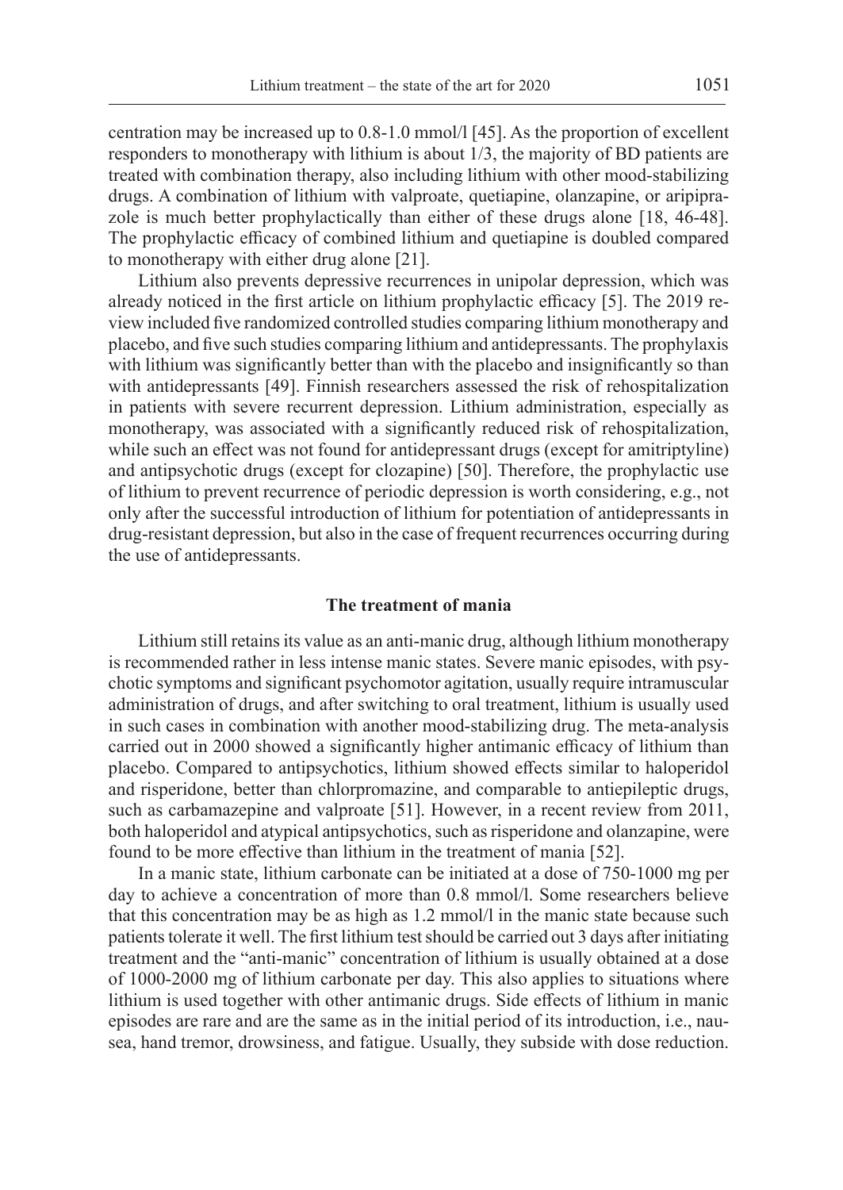centration may be increased up to 0.8-1.0 mmol/l [45]. As the proportion of excellent responders to monotherapy with lithium is about 1/3, the majority of BD patients are treated with combination therapy, also including lithium with other mood-stabilizing drugs. A combination of lithium with valproate, quetiapine, olanzapine, or aripiprazole is much better prophylactically than either of these drugs alone [18, 46-48]. The prophylactic efficacy of combined lithium and quetiapine is doubled compared to monotherapy with either drug alone [21].

Lithium also prevents depressive recurrences in unipolar depression, which was already noticed in the first article on lithium prophylactic efficacy [5]. The 2019 review included five randomized controlled studies comparing lithium monotherapy and placebo, and five such studies comparing lithium and antidepressants. The prophylaxis with lithium was significantly better than with the placebo and insignificantly so than with antidepressants [49]. Finnish researchers assessed the risk of rehospitalization in patients with severe recurrent depression. Lithium administration, especially as monotherapy, was associated with a significantly reduced risk of rehospitalization, while such an effect was not found for antidepressant drugs (except for amitriptyline) and antipsychotic drugs (except for clozapine) [50]. Therefore, the prophylactic use of lithium to prevent recurrence of periodic depression is worth considering, e.g., not only after the successful introduction of lithium for potentiation of antidepressants in drug-resistant depression, but also in the case of frequent recurrences occurring during the use of antidepressants.

## The treatment of mania

Lithium still retains its value as an anti-manic drug, although lithium monotherapy is recommended rather in less intense manic states. Severe manic episodes, with psychotic symptoms and significant psychomotor agitation, usually require intramuscular administration of drugs, and after switching to oral treatment, lithium is usually used in such cases in combination with another mood-stabilizing drug. The meta-analysis carried out in 2000 showed a significantly higher antimanic efficacy of lithium than placebo. Compared to antipsychotics, lithium showed effects similar to haloperidol and risperidone, better than chlorpromazine, and comparable to antiepileptic drugs, such as carbamazepine and valproate [51]. However, in a recent review from 2011, both haloperidol and atypical antipsychotics, such as risperidone and olanzapine, were found to be more effective than lithium in the treatment of mania [52].

In a manic state, lithium carbonate can be initiated at a dose of 750-1000 mg per day to achieve a concentration of more than 0.8 mmol/l. Some researchers believe that this concentration may be as high as 1.2 mmol/l in the manic state because such patients tolerate it well. The first lithium test should be carried out 3 days after initiating treatment and the "anti-manic" concentration of lithium is usually obtained at a dose of 1000-2000 mg of lithium carbonate per day. This also applies to situations where lithium is used together with other antimanic drugs. Side effects of lithium in manic episodes are rare and are the same as in the initial period of its introduction, i.e., nausea, hand tremor, drowsiness, and fatigue. Usually, they subside with dose reduction.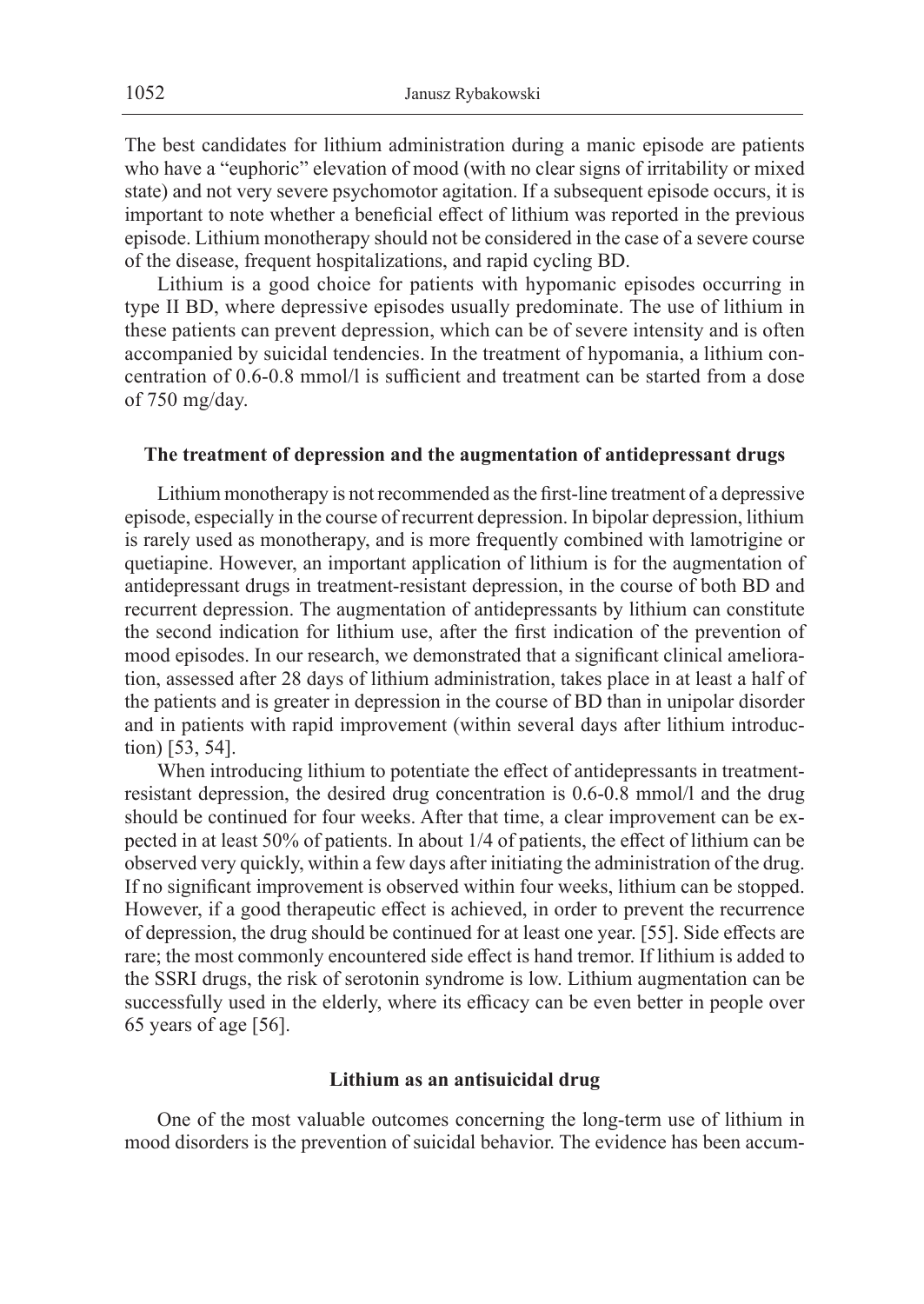The best candidates for lithium administration during a manic episode are patients who have a "euphoric" elevation of mood (with no clear signs of irritability or mixed state) and not very severe psychomotor agitation. If a subsequent episode occurs, it is important to note whether a beneficial effect of lithium was reported in the previous episode. Lithium monotherapy should not be considered in the case of a severe course of the disease, frequent hospitalizations, and rapid cycling BD.

Lithium is a good choice for patients with hypomanic episodes occurring in type II BD, where depressive episodes usually predominate. The use of lithium in these patients can prevent depression, which can be of severe intensity and is often accompanied by suicidal tendencies. In the treatment of hypomania, a lithium concentration of 0.6-0.8 mmol/l is sufficient and treatment can be started from a dose of 750 mg/day.

### The treatment of depression and the augmentation of antidepressant drugs

Lithium monotherapy is not recommended as the first-line treatment of a depressive episode, especially in the course of recurrent depression. In bipolar depression, lithium is rarely used as monotherapy, and is more frequently combined with lamotrigine or quetiapine. However, an important application of lithium is for the augmentation of antidepressant drugs in treatment-resistant depression, in the course of both BD and recurrent depression. The augmentation of antidepressants by lithium can constitute the second indication for lithium use, after the first indication of the prevention of mood episodes. In our research, we demonstrated that a significant clinical amelioration, assessed after 28 days of lithium administration, takes place in at least a half of the patients and is greater in depression in the course of BD than in unipolar disorder and in patients with rapid improvement (within several days after lithium introduction) [53, 54].

When introducing lithium to potentiate the effect of antidepressants in treatment-resistant depression, the desired drug concentration is 0.6-0.8 mmol/l and the drug should be continued for four weeks. After that time, a clear improvement can be expected in at least 50% of patients. In about 1/4 of patients, the effect of lithium can be observed very quickly, within a few days after initiating the administration of the drug. If no significant improvement is observed within four weeks, lithium can be stopped. However, if a good therapeutic effect is achieved, in order to prevent the recurrence of depression, the drug should be continued for at least one year. [55]. Side effects are rare; the most commonly encountered side effect is hand tremor. If lithium is added to the SSRI drugs, the risk of serotonin syndrome is low. Lithium augmentation can be successfully used in the elderly, where its efficacy can be even better in people over 65 years of age [56].

### Lithium as an antisuicidal drug

One of the most valuable outcomes concerning the long-term use of lithium in mood disorders is the prevention of suicidal behavior. The evidence has been accum-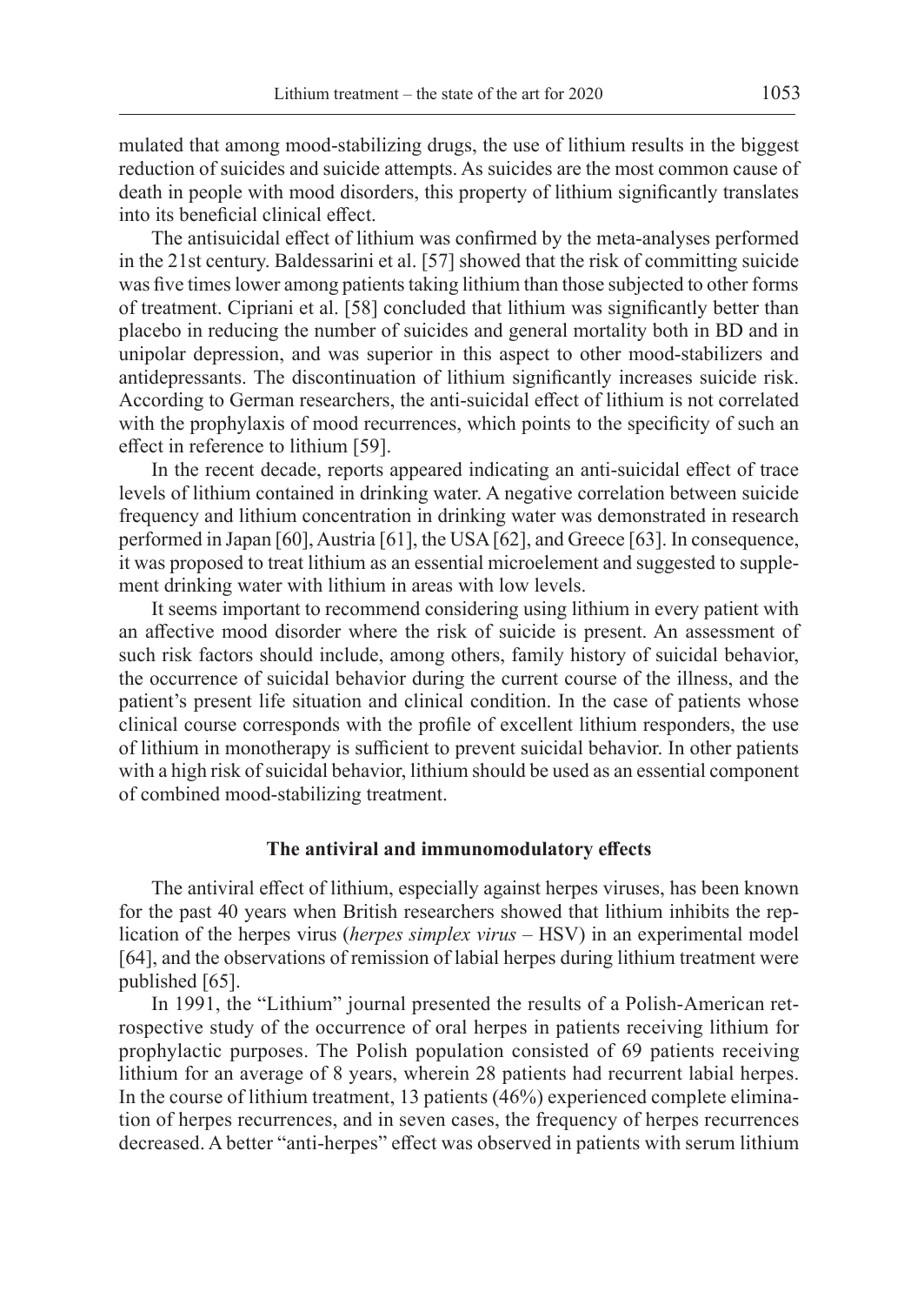mulated that among mood-stabilizing drugs, the use of lithium results in the biggest reduction of suicides and suicide attempts. As suicides are the most common cause of death in people with mood disorders, this property of lithium significantly translates into its beneficial clinical effect.

The antisuicidal effect of lithium was confirmed by the meta-analyses performed in the 21st century. Baldessarini et al. [57] showed that the risk of committing suicide was five times lower among patients taking lithium than those subjected to other forms of treatment. Cipriani et al. [58] concluded that lithium was significantly better than placebo in reducing the number of suicides and general mortality both in BD and in unipolar depression, and was superior in this aspect to other mood-stabilizers and antidepressants. The discontinuation of lithium significantly increases suicide risk. According to German researchers, the anti-suicidal effect of lithium is not correlated with the prophylaxis of mood recurrences, which points to the specificity of such an effect in reference to lithium [59].

In the recent decade, reports appeared indicating an anti-suicidal effect of trace levels of lithium contained in drinking water. A negative correlation between suicide frequency and lithium concentration in drinking water was demonstrated in research performed in Japan [60], Austria [61], the USA [62], and Greece [63]. In consequence, it was proposed to treat lithium as an essential microelement and suggested to supplement drinking water with lithium in areas with low levels.

It seems important to recommend considering using lithium in every patient with an affective mood disorder where the risk of suicide is present. An assessment of such risk factors should include, among others, family history of suicidal behavior, the occurrence of suicidal behavior during the current course of the illness, and the patient's present life situation and clinical condition. In the case of patients whose clinical course corresponds with the profile of excellent lithium responders, the use of lithium in monotherapy is sufficient to prevent suicidal behavior. In other patients with a high risk of suicidal behavior, lithium should be used as an essential component of combined mood-stabilizing treatment.

### The antiviral and immunomodulatory effects

The antiviral effect of lithium, especially against herpes viruses, has been known for the past 40 years when British researchers showed that lithium inhibits the replication of the herpes virus (*herpes simplex virus* – HSV) in an experimental model [64], and the observations of remission of labial herpes during lithium treatment were published [65].

In 1991, the "Lithium" journal presented the results of a Polish-American retrospective study of the occurrence of oral herpes in patients receiving lithium for prophylactic purposes. The Polish population consisted of 69 patients receiving lithium for an average of 8 years, wherein 28 patients had recurrent labial herpes. In the course of lithium treatment, 13 patients (46%) experienced complete elimination of herpes recurrences, and in seven cases, the frequency of herpes recurrences decreased. A better "anti-herpes" effect was observed in patients with serum lithium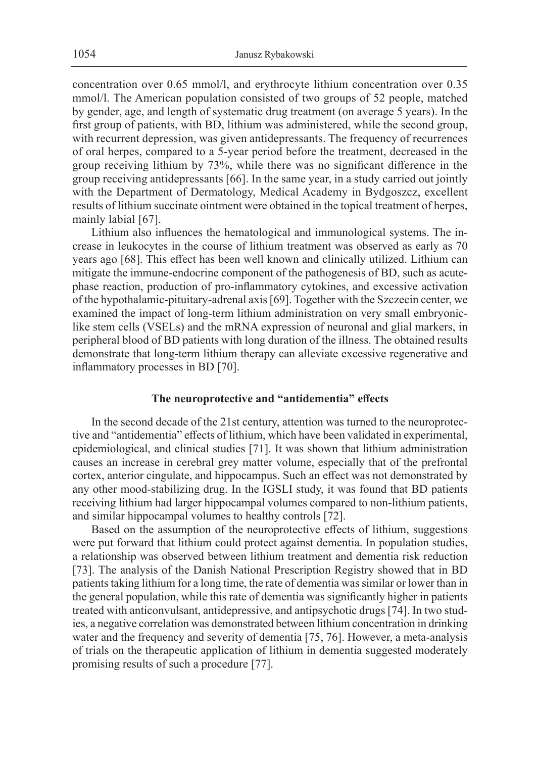concentration over 0.65 mmol/l, and erythrocyte lithium concentration over 0.35 mmol/l. The American population consisted of two groups of 52 people, matched by gender, age, and length of systematic drug treatment (on average 5 years). In the first group of patients, with BD, lithium was administered, while the second group, with recurrent depression, was given antidepressants. The frequency of recurrences of oral herpes, compared to a 5-year period before the treatment, decreased in the group receiving lithium by 73%, while there was no significant difference in the group receiving antidepressants [66]. In the same year, in a study carried out jointly with the Department of Dermatology, Medical Academy in Bydgoszcz, excellent results of lithium succinate ointment were obtained in the topical treatment of herpes, mainly labial [67].

Lithium also influences the hematological and immunological systems. The increase in leukocytes in the course of lithium treatment was observed as early as 70 years ago [68]. This effect has been well known and clinically utilized. Lithium can mitigate the immune-endocrine component of the pathogenesis of BD, such as acute-phase reaction, production of pro-inflammatory cytokines, and excessive activation of the hypothalamic-pituitary-adrenal axis [69]. Together with the Szczecin center, we examined the impact of long-term lithium administration on very small embryonic-like stem cells (VSELs) and the mRNA expression of neuronal and glial markers, in peripheral blood of BD patients with long duration of the illness. The obtained results demonstrate that long-term lithium therapy can alleviate excessive regenerative and inflammatory processes in BD [70].

## The neuroprotective and "antidementia" effects

In the second decade of the 21st century, attention was turned to the neuroprotective and "antidementia" effects of lithium, which have been validated in experimental, epidemiological, and clinical studies [71]. It was shown that lithium administration causes an increase in cerebral grey matter volume, especially that of the prefrontal cortex, anterior cingulate, and hippocampus. Such an effect was not demonstrated by any other mood-stabilizing drug. In the IGSLI study, it was found that BD patients receiving lithium had larger hippocampal volumes compared to non-lithium patients, and similar hippocampal volumes to healthy controls [72].

Based on the assumption of the neuroprotective effects of lithium, suggestions were put forward that lithium could protect against dementia. In population studies, a relationship was observed between lithium treatment and dementia risk reduction [73]. The analysis of the Danish National Prescription Registry showed that in BD patients taking lithium for a long time, the rate of dementia was similar or lower than in the general population, while this rate of dementia was significantly higher in patients treated with anticonvulsant, antidepressive, and antipsychotic drugs [74]. In two studies, a negative correlation was demonstrated between lithium concentration in drinking water and the frequency and severity of dementia [75, 76]. However, a meta-analysis of trials on the therapeutic application of lithium in dementia suggested moderately promising results of such a procedure [77].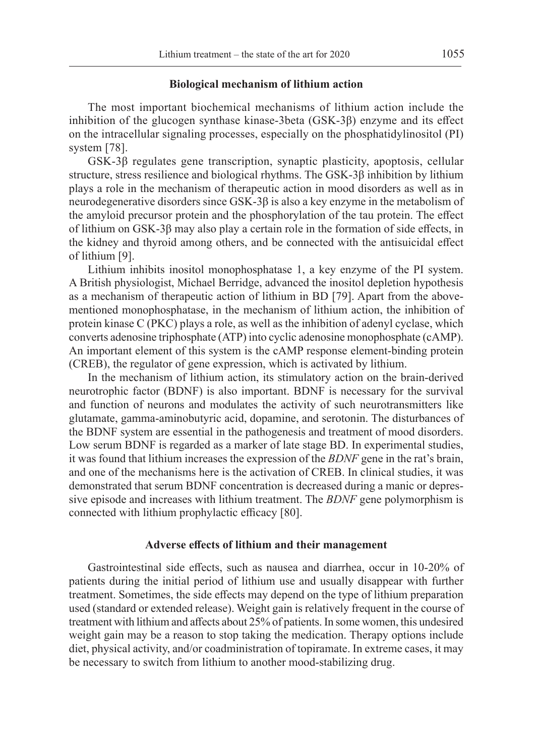## Biological mechanism of lithium action

The most important biochemical mechanisms of lithium action include the inhibition of the glucogen synthase kinase-3beta (GSK-3β) enzyme and its effect on the intracellular signaling processes, especially on the phosphatidylinositol (PI) system [78].

GSK-3β regulates gene transcription, synaptic plasticity, apoptosis, cellular structure, stress resilience and biological rhythms. The GSK-3β inhibition by lithium plays a role in the mechanism of therapeutic action in mood disorders as well as in neurodegenerative disorders since GSK-3β is also a key enzyme in the metabolism of the amyloid precursor protein and the phosphorylation of the tau protein. The effect of lithium on GSK-3β may also play a certain role in the formation of side effects, in the kidney and thyroid among others, and be connected with the antisuicidal effect of lithium [9].

Lithium inhibits inositol monophosphatase 1, a key enzyme of the PI system. A British physiologist, Michael Berridge, advanced the inositol depletion hypothesis as a mechanism of therapeutic action of lithium in BD [79]. Apart from the above-mentioned monophosphatase, in the mechanism of lithium action, the inhibition of protein kinase C (PKC) plays a role, as well as the inhibition of adenyl cyclase, which converts adenosine triphosphate (ATP) into cyclic adenosine monophosphate (cAMP). An important element of this system is the cAMP response element-binding protein (CREB), the regulator of gene expression, which is activated by lithium.

In the mechanism of lithium action, its stimulatory action on the brain-derived neurotrophic factor (BDNF) is also important. BDNF is necessary for the survival and function of neurons and modulates the activity of such neurotransmitters like glutamate, gamma-aminobutyric acid, dopamine, and serotonin. The disturbances of the BDNF system are essential in the pathogenesis and treatment of mood disorders. Low serum BDNF is regarded as a marker of late stage BD. In experimental studies, it was found that lithium increases the expression of the *BDNF* gene in the rat's brain, and one of the mechanisms here is the activation of CREB. In clinical studies, it was demonstrated that serum BDNF concentration is decreased during a manic or depressive episode and increases with lithium treatment. The *BDNF* gene polymorphism is connected with lithium prophylactic efficacy [80].

## Adverse effects of lithium and their management

Gastrointestinal side effects, such as nausea and diarrhea, occur in 10-20% of patients during the initial period of lithium use and usually disappear with further treatment. Sometimes, the side effects may depend on the type of lithium preparation used (standard or extended release). Weight gain is relatively frequent in the course of treatment with lithium and affects about 25% of patients. In some women, this undesired weight gain may be a reason to stop taking the medication. Therapy options include diet, physical activity, and/or coadministration of topiramate. In extreme cases, it may be necessary to switch from lithium to another mood-stabilizing drug.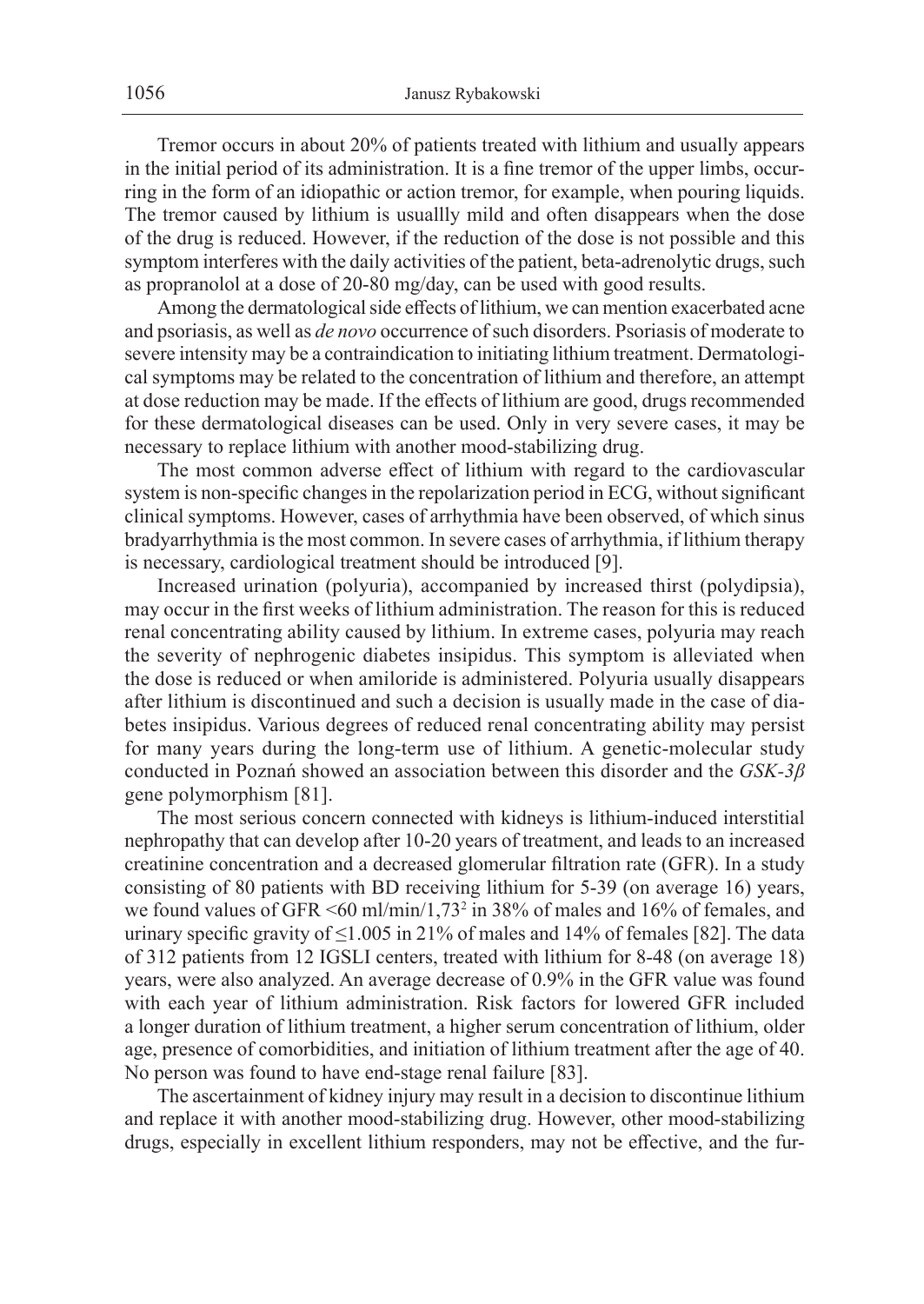Tremor occurs in about 20% of patients treated with lithium and usually appears in the initial period of its administration. It is a fine tremor of the upper limbs, occurring in the form of an idiopathic or action tremor, for example, when pouring liquids. The tremor caused by lithium is usuallly mild and often disappears when the dose of the drug is reduced. However, if the reduction of the dose is not possible and this symptom interferes with the daily activities of the patient, beta-adrenolytic drugs, such as propranolol at a dose of 20-80 mg/day, can be used with good results.

Among the dermatological side effects of lithium, we can mention exacerbated acne and psoriasis, as well as *de novo* occurrence of such disorders. Psoriasis of moderate to severe intensity may be a contraindication to initiating lithium treatment. Dermatological symptoms may be related to the concentration of lithium and therefore, an attempt at dose reduction may be made. If the effects of lithium are good, drugs recommended for these dermatological diseases can be used. Only in very severe cases, it may be necessary to replace lithium with another mood-stabilizing drug.

The most common adverse effect of lithium with regard to the cardiovascular system is non-specific changes in the repolarization period in ECG, without significant clinical symptoms. However, cases of arrhythmia have been observed, of which sinus bradyarrhythmia is the most common. In severe cases of arrhythmia, if lithium therapy is necessary, cardiological treatment should be introduced [9].

Increased urination (polyuria), accompanied by increased thirst (polydipsia), may occur in the first weeks of lithium administration. The reason for this is reduced renal concentrating ability caused by lithium. In extreme cases, polyuria may reach the severity of nephrogenic diabetes insipidus. This symptom is alleviated when the dose is reduced or when amiloride is administered. Polyuria usually disappears after lithium is discontinued and such a decision is usually made in the case of diabetes insipidus. Various degrees of reduced renal concentrating ability may persist for many years during the long-term use of lithium. A genetic-molecular study conducted in Poznań showed an association between this disorder and the *GSK-3β* gene polymorphism [81].

The most serious concern connected with kidneys is lithium-induced interstitial nephropathy that can develop after 10-20 years of treatment, and leads to an increased creatinine concentration and a decreased glomerular filtration rate (GFR). In a study consisting of 80 patients with BD receiving lithium for 5-39 (on average 16) years, we found values of GFR <60 ml/min/$1{,}73^2$ in 38% of males and 16% of females, and urinary specific gravity of ≤1.005 in 21% of males and 14% of females [82]. The data of 312 patients from 12 IGSLI centers, treated with lithium for 8-48 (on average 18) years, were also analyzed. An average decrease of 0.9% in the GFR value was found with each year of lithium administration. Risk factors for lowered GFR included a longer duration of lithium treatment, a higher serum concentration of lithium, older age, presence of comorbidities, and initiation of lithium treatment after the age of 40. No person was found to have end-stage renal failure [83].

The ascertainment of kidney injury may result in a decision to discontinue lithium and replace it with another mood-stabilizing drug. However, other mood-stabilizing drugs, especially in excellent lithium responders, may not be effective, and the fur-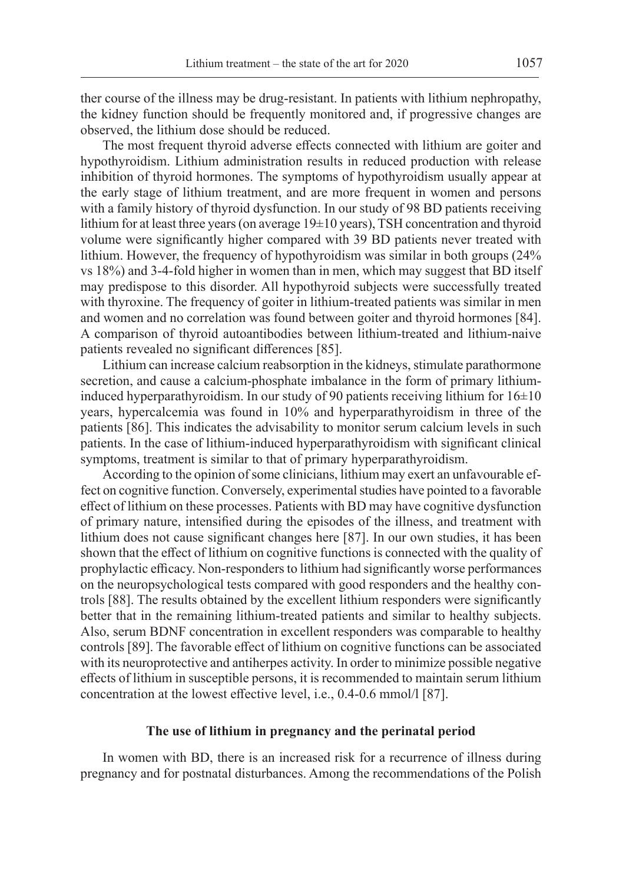ther course of the illness may be drug-resistant. In patients with lithium nephropathy, the kidney function should be frequently monitored and, if progressive changes are observed, the lithium dose should be reduced.

The most frequent thyroid adverse effects connected with lithium are goiter and hypothyroidism. Lithium administration results in reduced production with release inhibition of thyroid hormones. The symptoms of hypothyroidism usually appear at the early stage of lithium treatment, and are more frequent in women and persons with a family history of thyroid dysfunction. In our study of 98 BD patients receiving lithium for at least three years (on average 19±10 years), TSH concentration and thyroid volume were significantly higher compared with 39 BD patients never treated with lithium. However, the frequency of hypothyroidism was similar in both groups (24% vs 18%) and 3-4-fold higher in women than in men, which may suggest that BD itself may predispose to this disorder. All hypothyroid subjects were successfully treated with thyroxine. The frequency of goiter in lithium-treated patients was similar in men and women and no correlation was found between goiter and thyroid hormones [84]. A comparison of thyroid autoantibodies between lithium-treated and lithium-naive patients revealed no significant differences [85].

Lithium can increase calcium reabsorption in the kidneys, stimulate parathormone secretion, and cause a calcium-phosphate imbalance in the form of primary lithium-induced hyperparathyroidism. In our study of 90 patients receiving lithium for 16±10 years, hypercalcemia was found in 10% and hyperparathyroidism in three of the patients [86]. This indicates the advisability to monitor serum calcium levels in such patients. In the case of lithium-induced hyperparathyroidism with significant clinical symptoms, treatment is similar to that of primary hyperparathyroidism.

According to the opinion of some clinicians, lithium may exert an unfavourable effect on cognitive function. Conversely, experimental studies have pointed to a favorable effect of lithium on these processes. Patients with BD may have cognitive dysfunction of primary nature, intensified during the episodes of the illness, and treatment with lithium does not cause significant changes here [87]. In our own studies, it has been shown that the effect of lithium on cognitive functions is connected with the quality of prophylactic efficacy. Non-responders to lithium had significantly worse performances on the neuropsychological tests compared with good responders and the healthy controls [88]. The results obtained by the excellent lithium responders were significantly better that in the remaining lithium-treated patients and similar to healthy subjects. Also, serum BDNF concentration in excellent responders was comparable to healthy controls [89]. The favorable effect of lithium on cognitive functions can be associated with its neuroprotective and antiherpes activity. In order to minimize possible negative effects of lithium in susceptible persons, it is recommended to maintain serum lithium concentration at the lowest effective level, i.e., 0.4-0.6 mmol/l [87].

## The use of lithium in pregnancy and the perinatal period

In women with BD, there is an increased risk for a recurrence of illness during pregnancy and for postnatal disturbances. Among the recommendations of the Polish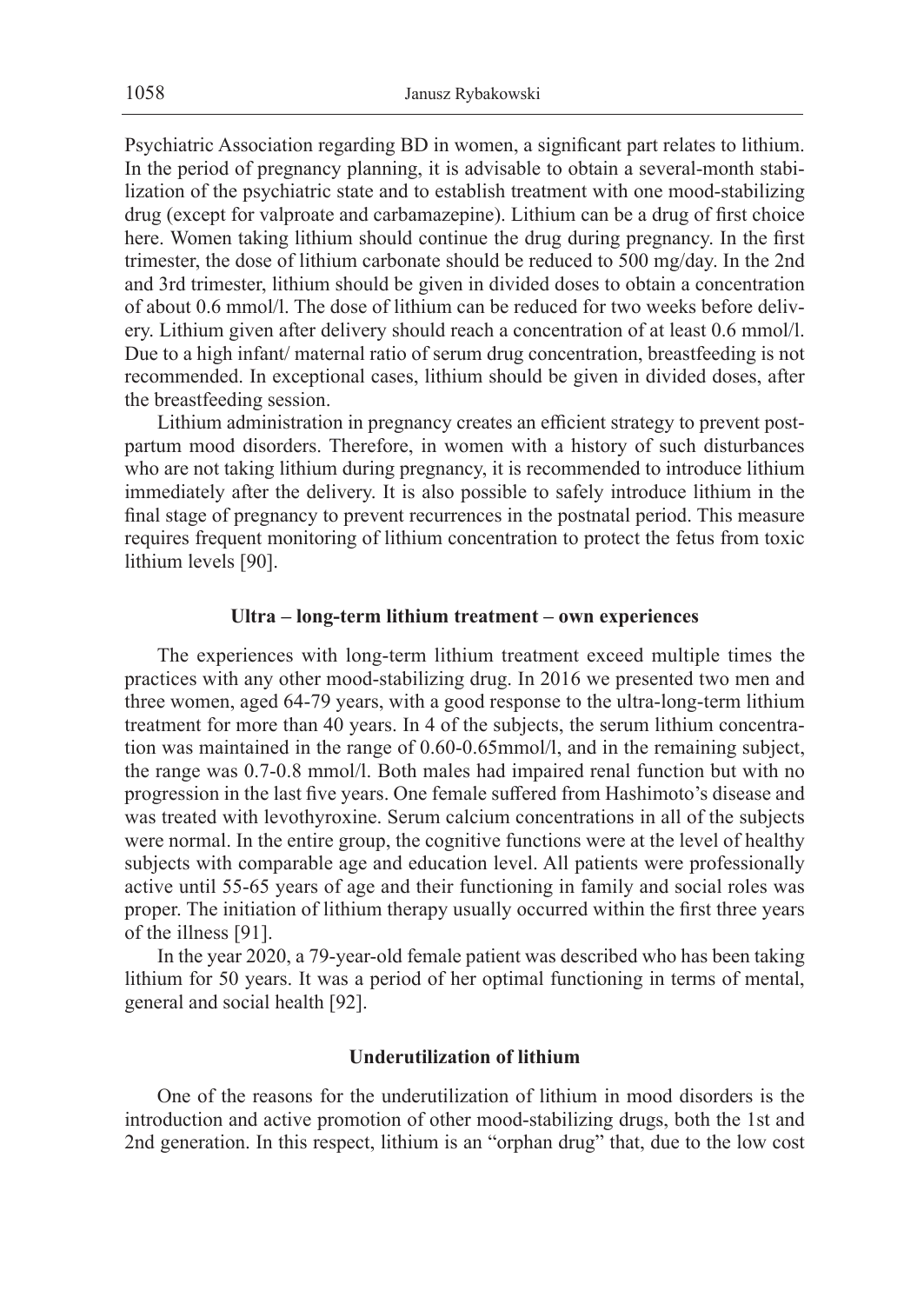Psychiatric Association regarding BD in women, a significant part relates to lithium. In the period of pregnancy planning, it is advisable to obtain a several-month stabilization of the psychiatric state and to establish treatment with one mood-stabilizing drug (except for valproate and carbamazepine). Lithium can be a drug of first choice here. Women taking lithium should continue the drug during pregnancy. In the first trimester, the dose of lithium carbonate should be reduced to 500 mg/day. In the 2nd and 3rd trimester, lithium should be given in divided doses to obtain a concentration of about 0.6 mmol/l. The dose of lithium can be reduced for two weeks before delivery. Lithium given after delivery should reach a concentration of at least 0.6 mmol/l. Due to a high infant/ maternal ratio of serum drug concentration, breastfeeding is not recommended. In exceptional cases, lithium should be given in divided doses, after the breastfeeding session.

Lithium administration in pregnancy creates an efficient strategy to prevent postpartum mood disorders. Therefore, in women with a history of such disturbances who are not taking lithium during pregnancy, it is recommended to introduce lithium immediately after the delivery. It is also possible to safely introduce lithium in the final stage of pregnancy to prevent recurrences in the postnatal period. This measure requires frequent monitoring of lithium concentration to protect the fetus from toxic lithium levels [90].

## Ultra – long-term lithium treatment – own experiences

The experiences with long-term lithium treatment exceed multiple times the practices with any other mood-stabilizing drug. In 2016 we presented two men and three women, aged 64-79 years, with a good response to the ultra-long-term lithium treatment for more than 40 years. In 4 of the subjects, the serum lithium concentration was maintained in the range of 0.60-0.65mmol/l, and in the remaining subject, the range was 0.7-0.8 mmol/l. Both males had impaired renal function but with no progression in the last five years. One female suffered from Hashimoto's disease and was treated with levothyroxine. Serum calcium concentrations in all of the subjects were normal. In the entire group, the cognitive functions were at the level of healthy subjects with comparable age and education level. All patients were professionally active until 55-65 years of age and their functioning in family and social roles was proper. The initiation of lithium therapy usually occurred within the first three years of the illness [91].

In the year 2020, a 79-year-old female patient was described who has been taking lithium for 50 years. It was a period of her optimal functioning in terms of mental, general and social health [92].

## Underutilization of lithium

One of the reasons for the underutilization of lithium in mood disorders is the introduction and active promotion of other mood-stabilizing drugs, both the 1st and 2nd generation. In this respect, lithium is an "orphan drug" that, due to the low cost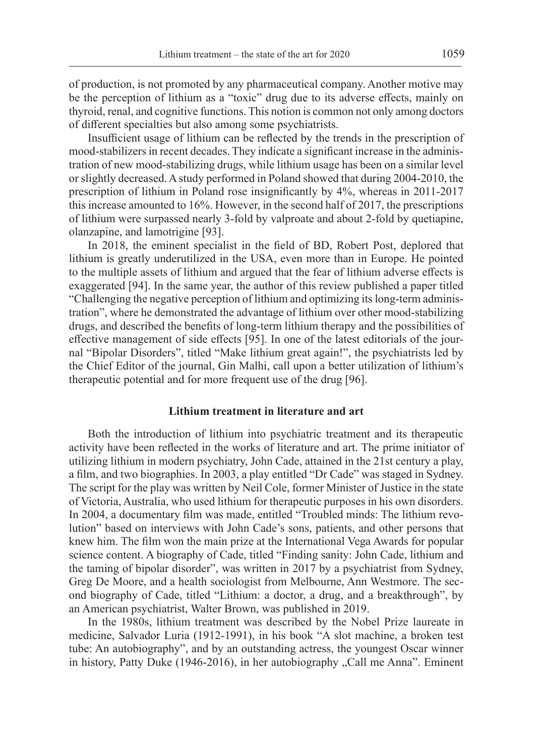of production, is not promoted by any pharmaceutical company. Another motive may be the perception of lithium as a "toxic" drug due to its adverse effects, mainly on thyroid, renal, and cognitive functions. This notion is common not only among doctors of different specialties but also among some psychiatrists.

Insufficient usage of lithium can be reflected by the trends in the prescription of mood-stabilizers in recent decades. They indicate a significant increase in the administration of new mood-stabilizing drugs, while lithium usage has been on a similar level or slightly decreased. A study performed in Poland showed that during 2004-2010, the prescription of lithium in Poland rose insignificantly by 4%, whereas in 2011-2017 this increase amounted to 16%. However, in the second half of 2017, the prescriptions of lithium were surpassed nearly 3-fold by valproate and about 2-fold by quetiapine, olanzapine, and lamotrigine [93].

In 2018, the eminent specialist in the field of BD, Robert Post, deplored that lithium is greatly underutilized in the USA, even more than in Europe. He pointed to the multiple assets of lithium and argued that the fear of lithium adverse effects is exaggerated [94]. In the same year, the author of this review published a paper titled "Challenging the negative perception of lithium and optimizing its long-term administration", where he demonstrated the advantage of lithium over other mood-stabilizing drugs, and described the benefits of long-term lithium therapy and the possibilities of effective management of side effects [95]. In one of the latest editorials of the journal "Bipolar Disorders", titled "Make lithium great again!", the psychiatrists led by the Chief Editor of the journal, Gin Malhi, call upon a better utilization of lithium's therapeutic potential and for more frequent use of the drug [96].

## Lithium treatment in literature and art

Both the introduction of lithium into psychiatric treatment and its therapeutic activity have been reflected in the works of literature and art. The prime initiator of utilizing lithium in modern psychiatry, John Cade, attained in the 21st century a play, a film, and two biographies. In 2003, a play entitled "Dr Cade" was staged in Sydney. The script for the play was written by Neil Cole, former Minister of Justice in the state of Victoria, Australia, who used lithium for therapeutic purposes in his own disorders. In 2004, a documentary film was made, entitled "Troubled minds: The lithium revolution" based on interviews with John Cade's sons, patients, and other persons that knew him. The film won the main prize at the International Vega Awards for popular science content. A biography of Cade, titled "Finding sanity: John Cade, lithium and the taming of bipolar disorder", was written in 2017 by a psychiatrist from Sydney, Greg De Moore, and a health sociologist from Melbourne, Ann Westmore. The second biography of Cade, titled "Lithium: a doctor, a drug, and a breakthrough", by an American psychiatrist, Walter Brown, was published in 2019.

In the 1980s, lithium treatment was described by the Nobel Prize laureate in medicine, Salvador Luria (1912-1991), in his book "A slot machine, a broken test tube: An autobiography", and by an outstanding actress, the youngest Oscar winner in history, Patty Duke (1946-2016), in her autobiography „Call me Anna". Eminent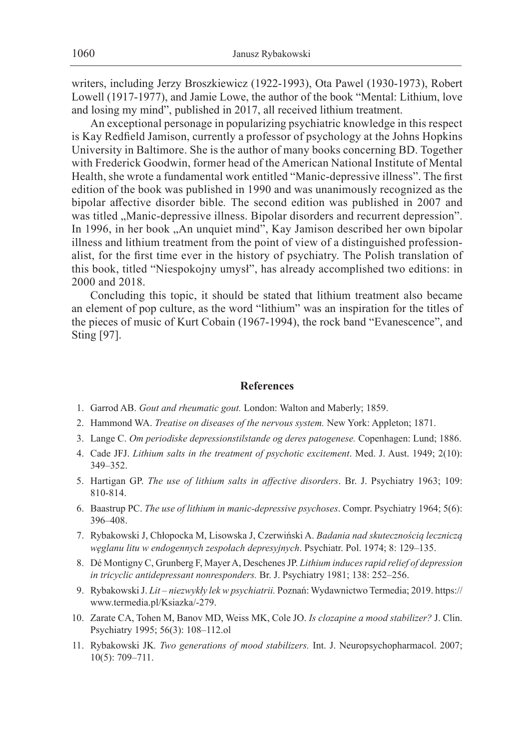writers, including Jerzy Broszkiewicz (1922-1993), Ota Pawel (1930-1973), Robert Lowell (1917-1977), and Jamie Lowe, the author of the book "Mental: Lithium, love and losing my mind", published in 2017, all received lithium treatment.

An exceptional personage in popularizing psychiatric knowledge in this respect is Kay Redfield Jamison, currently a professor of psychology at the Johns Hopkins University in Baltimore. She is the author of many books concerning BD. Together with Frederick Goodwin, former head of the American National Institute of Mental Health, she wrote a fundamental work entitled "Manic-depressive illness". The first edition of the book was published in 1990 and was unanimously recognized as the bipolar affective disorder bible*.* The second edition was published in 2007 and was titled „Manic-depressive illness. Bipolar disorders and recurrent depression". In 1996, in her book „An unquiet mind", Kay Jamison described her own bipolar illness and lithium treatment from the point of view of a distinguished professionalist, for the first time ever in the history of psychiatry. The Polish translation of this book, titled "Niespokojny umysł", has already accomplished two editions: in 2000 and 2018.

Concluding this topic, it should be stated that lithium treatment also became an element of pop culture, as the word "lithium" was an inspiration for the titles of the pieces of music of Kurt Cobain (1967-1994), the rock band "Evanescence", and Sting [97].

## References

1. Garrod AB. *Gout and rheumatic gout.* London: Walton and Maberly; 1859.
2. Hammond WA. *Treatise on diseases of the nervous system.* New York: Appleton; 1871.
3. Lange C. *Om periodiske depressionstilstande og deres patogenese.* Copenhagen: Lund; 1886.
4. Cade JFJ. *Lithium salts in the treatment of psychotic excitement*. Med. J. Aust. 1949; 2(10): 349–352.
5. Hartigan GP. *The use of lithium salts in affective disorders*. Br. J. Psychiatry 1963; 109: 810-814.
6. Baastrup PC. *The use of lithium in manic-depressive psychoses*. Compr. Psychiatry 1964; 5(6): 396–408.
7. Rybakowski J, Chłopocka M, Lisowska J, Czerwiński A. *Badania nad skutecznością leczniczą węglanu litu w endogennych zespołach depresyjnych*. Psychiatr. Pol. 1974; 8: 129–135.
8. Dé Montigny C, Grunberg F, Mayer A, Deschenes JP. *Lithium induces rapid relief of depression in tricyclic antidepressant nonresponders.* Br. J. Psychiatry 1981; 138: 252–256.
9. Rybakowski J. *Lit – niezwykły lek w psychiatrii.* Poznań: Wydawnictwo Termedia; 2019. https://www.termedia.pl/Ksiazka/-279.
10. Zarate CA, Tohen M, Banov MD, Weiss MK, Cole JO. *Is clozapine a mood stabilizer?* J. Clin. Psychiatry 1995; 56(3): 108–112.ol
11. Rybakowski JK*. Two generations of mood stabilizers.* Int. J. Neuropsychopharmacol. 2007; 10(5): 709–711.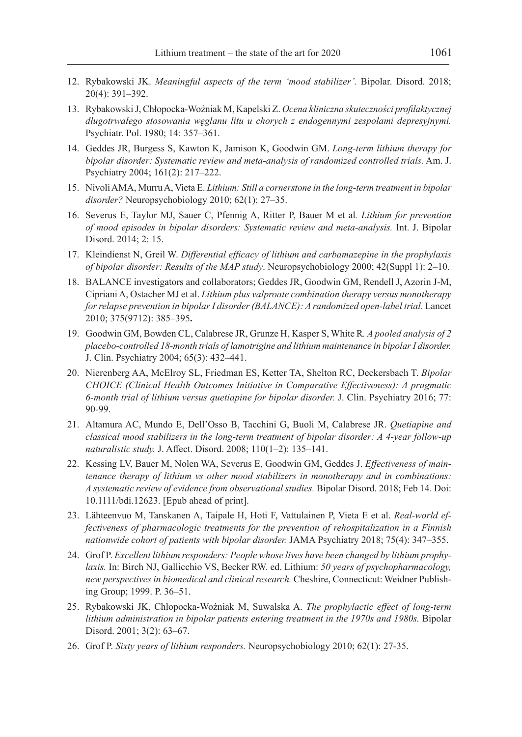12. Rybakowski JK. *Meaningful aspects of the term 'mood stabilizer'.* Bipolar. Disord. 2018; 20(4): 391–392.
13. Rybakowski J, Chłopocka-Woźniak M, Kapelski Z. *Ocena kliniczna skuteczności profilaktycznej długotrwałego stosowania węglanu litu u chorych z endogennymi zespołami depresyjnymi.* Psychiatr. Pol. 1980; 14: 357–361.
14. Geddes JR, Burgess S, Kawton K, Jamison K, Goodwin GM. *Long-term lithium therapy for bipolar disorder: Systematic review and meta-analysis of randomized controlled trials.* Am. J. Psychiatry 2004; 161(2): 217–222.
15. Nivoli AMA, Murru A, Vieta E. *Lithium: Still a cornerstone in the long-term treatment in bipolar disorder?* Neuropsychobiology 2010; 62(1): 27–35.
16. Severus E, Taylor MJ, Sauer C, Pfennig A, Ritter P, Bauer M et al. *Lithium for prevention of mood episodes in bipolar disorders: Systematic review and meta-analysis.* Int. J. Bipolar Disord. 2014; 2: 15.
17. Kleindienst N, Greil W. *Differential efficacy of lithium and carbamazepine in the prophylaxis of bipolar disorder: Results of the MAP study*. Neuropsychobiology 2000; 42(Suppl 1): 2–10.
18. BALANCE investigators and collaborators; Geddes JR, Goodwin GM, Rendell J, Azorin J-M, Cipriani A, Ostacher MJ et al. *Lithium plus valproate combination therapy versus monotherapy for relapse prevention in bipolar I disorder (BALANCE): A randomized open-label trial*. Lancet 2010; 375(9712): 385–395**.**
19. Goodwin GM, Bowden CL, Calabrese JR, Grunze H, Kasper S, White R. *A pooled analysis of 2 placebo-controlled 18-month trials of lamotrigine and lithium maintenance in bipolar I disorder.* J. Clin. Psychiatry 2004; 65(3): 432–441.
20. Nierenberg AA, McElroy SL, Friedman ES, Ketter TA, Shelton RC, Deckersbach T. *Bipolar CHOICE (Clinical Health Outcomes Initiative in Comparative Effectiveness): A pragmatic 6-month trial of lithium versus quetiapine for bipolar disorder.* J. Clin. Psychiatry 2016; 77: 90-99.
21. Altamura AC, Mundo E, Dell'Osso B, Tacchini G, Buoli M, Calabrese JR. *Quetiapine and classical mood stabilizers in the long-term treatment of bipolar disorder: A 4-year follow-up naturalistic study.* J. Affect. Disord. 2008; 110(1–2): 135–141.
22. Kessing LV, Bauer M, Nolen WA, Severus E, Goodwin GM, Geddes J. *Effectiveness of maintenance therapy of lithium vs other mood stabilizers in monotherapy and in combinations: A systematic review of evidence from observational studies.* Bipolar Disord. 2018; Feb 14. Doi: 10.1111/bdi.12623. [Epub ahead of print].
23. Lähteenvuo M, Tanskanen A, Taipale H, Hoti F, Vattulainen P, Vieta E et al. *Real-world effectiveness of pharmacologic treatments for the prevention of rehospitalization in a Finnish nationwide cohort of patients with bipolar disorder.* JAMA Psychiatry 2018; 75(4): 347–355.
24. Grof P. *Excellent lithium responders: People whose lives have been changed by lithium prophylaxis.* In: Birch NJ, Gallicchio VS, Becker RW. ed. Lithium: *50 years of psychopharmacology, new perspectives in biomedical and clinical research.* Cheshire, Connecticut: Weidner Publishing Group; 1999. P. 36–51.
25. Rybakowski JK, Chłopocka-Woźniak M, Suwalska A. *The prophylactic effect of long-term lithium administration in bipolar patients entering treatment in the 1970s and 1980s.* Bipolar Disord. 2001; 3(2): 63–67.
26. Grof P. *Sixty years of lithium responders.* Neuropsychobiology 2010; 62(1): 27-35.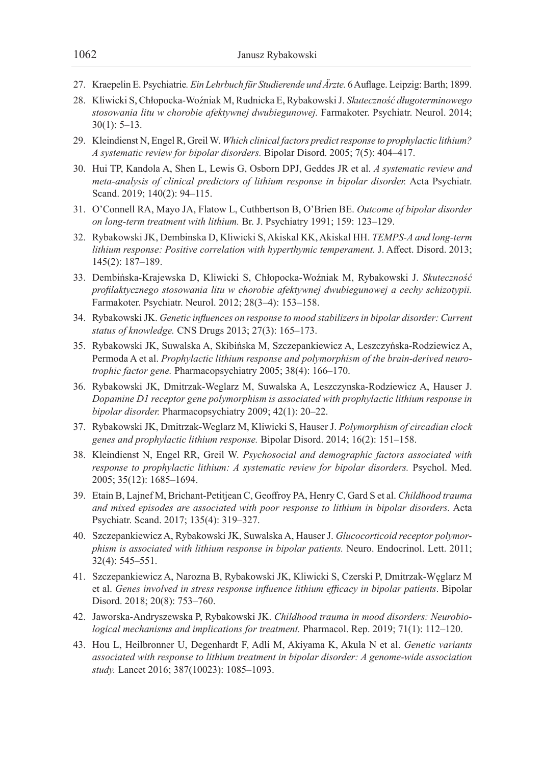27. Kraepelin E. Psychiatrie. *Ein Lehrbuch für Studierende und Ärzte.* 6 Auflage. Leipzig: Barth; 1899.
28. Kliwicki S, Chłopocka-Woźniak M, Rudnicka E, Rybakowski J. *Skuteczność długoterminowego stosowania litu w chorobie afektywnej dwubiegunowej.* Farmakoter. Psychiatr. Neurol. 2014; 30(1): 5–13.
29. Kleindienst N, Engel R, Greil W. *Which clinical factors predict response to prophylactic lithium? A systematic review for bipolar disorders.* Bipolar Disord. 2005; 7(5): 404–417.
30. Hui TP, Kandola A, Shen L, Lewis G, Osborn DPJ, Geddes JR et al. *A systematic review and meta-analysis of clinical predictors of lithium response in bipolar disorder.* Acta Psychiatr. Scand. 2019; 140(2): 94–115.
31. O'Connell RA, Mayo JA, Flatow L, Cuthbertson B, O'Brien BE. *Outcome of bipolar disorder on long-term treatment with lithium.* Br. J. Psychiatry 1991; 159: 123–129.
32. Rybakowski JK, Dembinska D, Kliwicki S, Akiskal KK, Akiskal HH. *TEMPS-A and long-term lithium response: Positive correlation with hyperthymic temperament.* J. Affect. Disord. 2013; 145(2): 187–189.
33. Dembińska-Krajewska D, Kliwicki S, Chłopocka-Woźniak M, Rybakowski J. *Skuteczność profilaktycznego stosowania litu w chorobie afektywnej dwubiegunowej a cechy schizotypii.* Farmakoter. Psychiatr. Neurol. 2012; 28(3–4): 153–158.
34. Rybakowski JK. *Genetic influences on response to mood stabilizers in bipolar disorder: Current status of knowledge.* CNS Drugs 2013; 27(3): 165–173.
35. Rybakowski JK, Suwalska A, Skibińska M, Szczepankiewicz A, Leszczyńska-Rodziewicz A, Permoda A et al. *Prophylactic lithium response and polymorphism of the brain-derived neurotrophic factor gene.* Pharmacopsychiatry 2005; 38(4): 166–170.
36. Rybakowski JK, Dmitrzak-Weglarz M, Suwalska A, Leszczynska-Rodziewicz A, Hauser J. *Dopamine D1 receptor gene polymorphism is associated with prophylactic lithium response in bipolar disorder.* Pharmacopsychiatry 2009; 42(1): 20–22.
37. Rybakowski JK, Dmitrzak-Weglarz M, Kliwicki S, Hauser J. *Polymorphism of circadian clock genes and prophylactic lithium response.* Bipolar Disord. 2014; 16(2): 151–158.
38. Kleindienst N, Engel RR, Greil W. *Psychosocial and demographic factors associated with response to prophylactic lithium: A systematic review for bipolar disorders.* Psychol. Med. 2005; 35(12): 1685–1694.
39. Etain B, Lajnef M, Brichant-Petitjean C, Geoffroy PA, Henry C, Gard S et al. *Childhood trauma and mixed episodes are associated with poor response to lithium in bipolar disorders.* Acta Psychiatr. Scand. 2017; 135(4): 319–327.
40. Szczepankiewicz A, Rybakowski JK, Suwalska A, Hauser J. *Glucocorticoid receptor polymorphism is associated with lithium response in bipolar patients.* Neuro. Endocrinol. Lett. 2011; 32(4): 545–551.
41. Szczepankiewicz A, Narozna B, Rybakowski JK, Kliwicki S, Czerski P, Dmitrzak-Węglarz M et al. *Genes involved in stress response influence lithium efficacy in bipolar patients*. Bipolar Disord. 2018; 20(8): 753–760.
42. Jaworska-Andryszewska P, Rybakowski JK. *Childhood trauma in mood disorders: Neurobiological mechanisms and implications for treatment.* Pharmacol. Rep. 2019; 71(1): 112–120.
43. Hou L, Heilbronner U, Degenhardt F, Adli M, Akiyama K, Akula N et al. *Genetic variants associated with response to lithium treatment in bipolar disorder: A genome-wide association study.* Lancet 2016; 387(10023): 1085–1093.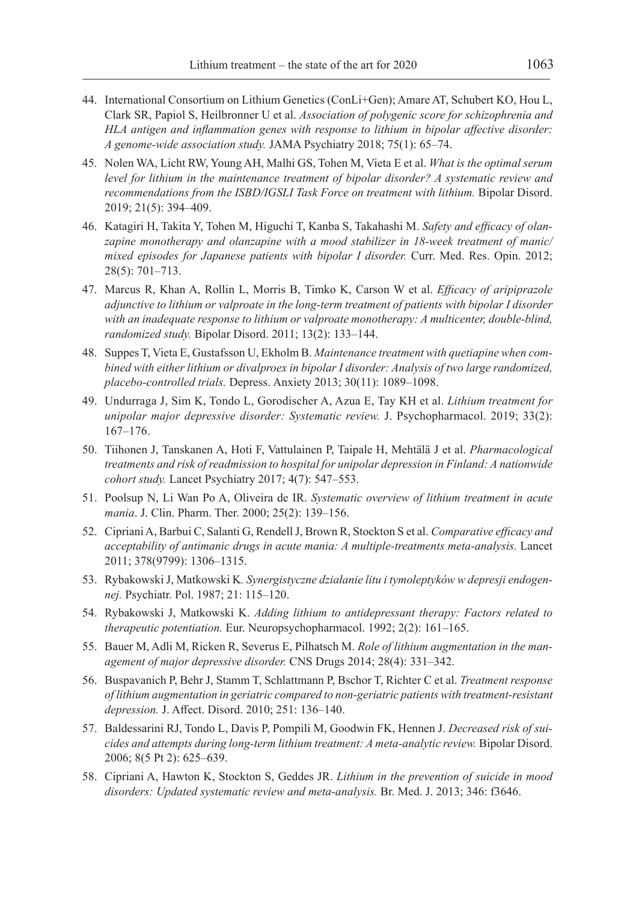44. International Consortium on Lithium Genetics (ConLi+Gen); Amare AT, Schubert KO, Hou L, Clark SR, Papiol S, Heilbronner U et al. *Association of polygenic score for schizophrenia and HLA antigen and inflammation genes with response to lithium in bipolar affective disorder: A genome-wide association study.* JAMA Psychiatry 2018; 75(1): 65–74.
45. Nolen WA, Licht RW, Young AH, Malhi GS, Tohen M, Vieta E et al. *What is the optimal serum level for lithium in the maintenance treatment of bipolar disorder? A systematic review and recommendations from the ISBD/IGSLI Task Force on treatment with lithium.* Bipolar Disord. 2019; 21(5): 394–409.
46. Katagiri H, Takita Y, Tohen M, Higuchi T, Kanba S, Takahashi M. *Safety and efficacy of olanzapine monotherapy and olanzapine with a mood stabilizer in 18-week treatment of manic/mixed episodes for Japanese patients with bipolar I disorder.* Curr. Med. Res. Opin. 2012; 28(5): 701–713.
47. Marcus R, Khan A, Rollin L, Morris B, Timko K, Carson W et al. *Efficacy of aripiprazole adjunctive to lithium or valproate in the long-term treatment of patients with bipolar I disorder with an inadequate response to lithium or valproate monotherapy: A multicenter, double-blind, randomized study.* Bipolar Disord. 2011; 13(2): 133–144.
48. Suppes T, Vieta E, Gustafsson U, Ekholm B. *Maintenance treatment with quetiapine when combined with either lithium or divalproex in bipolar I disorder: Analysis of two large randomized, placebo-controlled trials.* Depress. Anxiety 2013; 30(11): 1089–1098.
49. Undurraga J, Sim K, Tondo L, Gorodischer A, Azua E, Tay KH et al. *Lithium treatment for unipolar major depressive disorder: Systematic review.* J. Psychopharmacol. 2019; 33(2): 167–176.
50. Tiihonen J, Tanskanen A, Hoti F, Vattulainen P, Taipale H, Mehtälä J et al. *Pharmacological treatments and risk of readmission to hospital for unipolar depression in Finland: A nationwide cohort study.* Lancet Psychiatry 2017; 4(7): 547–553.
51. Poolsup N, Li Wan Po A, Oliveira de IR. *Systematic overview of lithium treatment in acute mania*. J. Clin. Pharm. Ther. 2000; 25(2): 139–156.
52. Cipriani A, Barbui C, Salanti G, Rendell J, Brown R, Stockton S et al. *Comparative efficacy and acceptability of antimanic drugs in acute mania: A multiple-treatments meta-analysis.* Lancet 2011; 378(9799): 1306–1315.
53. Rybakowski J, Matkowski K*. Synergistyczne działanie litu i tymoleptyków w depresji endogennej.* Psychiatr. Pol. 1987; 21: 115–120.
54. Rybakowski J, Matkowski K. *Adding lithium to antidepressant therapy: Factors related to therapeutic potentiation.* Eur. Neuropsychopharmacol. 1992; 2(2): 161–165.
55. Bauer M, Adli M, Ricken R, Severus E, Pilhatsch M. *Role of lithium augmentation in the management of major depressive disorder.* CNS Drugs 2014; 28(4): 331–342.
56. Buspavanich P, Behr J, Stamm T, Schlattmann P, Bschor T, Richter C et al. *Treatment response of lithium augmentation in geriatric compared to non-geriatric patients with treatment-resistant depression.* J. Affect. Disord. 2010; 251: 136–140.
57. Baldessarini RJ, Tondo L, Davis P, Pompili M, Goodwin FK, Hennen J. *Decreased risk of suicides and attempts during long-term lithium treatment: A meta-analytic review.* Bipolar Disord. 2006; 8(5 Pt 2): 625–639.
58. Cipriani A, Hawton K, Stockton S, Geddes JR. *Lithium in the prevention of suicide in mood disorders: Updated systematic review and meta-analysis.* Br. Med. J. 2013; 346: f3646.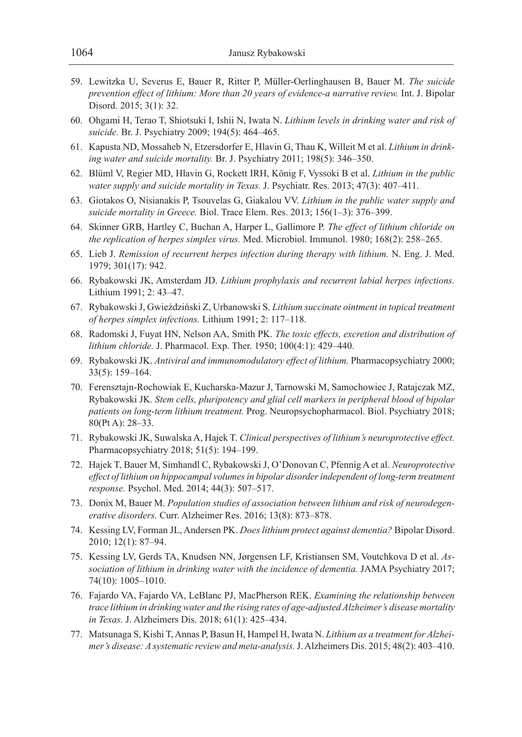59. Lewitzka U, Severus E, Bauer R, Ritter P, Müller-Oerlinghausen B, Bauer M. *The suicide prevention effect of lithium: More than 20 years of evidence-a narrative review.* Int. J. Bipolar Disord. 2015; 3(1): 32.
60. Ohgami H, Terao T, Shiotsuki I, Ishii N, Iwata N. *Lithium levels in drinking water and risk of suicide.* Br. J. Psychiatry 2009; 194(5): 464–465.
61. Kapusta ND, Mossaheb N, Etzersdorfer E, Hlavin G, Thau K, Willeit M et al. *Lithium in drinking water and suicide mortality.* Br. J. Psychiatry 2011; 198(5): 346–350.
62. Blüml V, Regier MD, Hlavin G, Rockett IRH, König F, Vyssoki B et al. *Lithium in the public water supply and suicide mortality in Texas.* J. Psychiatr. Res. 2013; 47(3): 407–411.
63. Giotakos O, Nisianakis P, Tsouvelas G, Giakalou VV. *Lithium in the public water supply and suicide mortality in Greece.* Biol. Trace Elem. Res. 2013; 156(1–3): 376–399.
64. Skinner GRB, Hartley C, Buchan A, Harper L, Gallimore P. *The effect of lithium chloride on the replication of herpes simplex virus.* Med. Microbiol. Immunol. 1980; 168(2): 258–265.
65. Lieb J. *Remission of recurrent herpes infection during therapy with lithium.* N. Eng. J. Med. 1979; 301(17): 942.
66. Rybakowski JK, Amsterdam JD. *Lithium prophylaxis and recurrent labial herpes infections.* Lithium 1991; 2: 43–47.
67. Rybakowski J, Gwieździński Z, Urbanowski S. *Lithium succinate ointment in topical treatment of herpes simplex infections.* Lithium 1991; 2: 117–118.
68. Radomski J, Fuyat HN, Nelson AA, Smith PK. *The toxic effects, excretion and distribution of lithium chloride.* J. Pharmacol. Exp. Ther. 1950; 100(4:1): 429–440.
69. Rybakowski JK. *Antiviral and immunomodulatory effect of lithium.* Pharmacopsychiatry 2000; 33(5): 159–164.
70. Ferensztajn-Rochowiak E, Kucharska-Mazur J, Tarnowski M, Samochowiec J, Ratajczak MZ, Rybakowski JK. *Stem cells, pluripotency and glial cell markers in peripheral blood of bipolar patients on long-term lithium treatment.* Prog. Neuropsychopharmacol. Biol. Psychiatry 2018; 80(Pt A): 28–33.
71. Rybakowski JK, Suwalska A, Hajek T. *Clinical perspectives of lithium's neuroprotective effect.* Pharmacopsychiatry 2018; 51(5): 194–199.
72. Hajek T, Bauer M, Simhandl C, Rybakowski J, O'Donovan C, Pfennig A et al. *Neuroprotective effect of lithium on hippocampal volumes in bipolar disorder independent of long-term treatment response.* Psychol. Med. 2014; 44(3): 507–517.
73. Donix M, Bauer M. *Population studies of association between lithium and risk of neurodegenerative disorders.* Curr. Alzheimer Res. 2016; 13(8): 873–878.
74. Kessing LV, Forman JL, Andersen PK. *Does lithium protect against dementia?* Bipolar Disord. 2010; 12(1): 87–94.
75. Kessing LV, Gerds TA, Knudsen NN, Jørgensen LF, Kristiansen SM, Voutchkova D et al. *Association of lithium in drinking water with the incidence of dementia.* JAMA Psychiatry 2017; 74(10): 1005–1010.
76. Fajardo VA, Fajardo VA, LeBlanc PJ, MacPherson REK. *Examining the relationship between trace lithium in drinking water and the rising rates of age-adjusted Alzheimer's disease mortality in Texas.* J. Alzheimers Dis. 2018; 61(1): 425–434.
77. Matsunaga S, Kishi T, Annas P, Basun H, Hampel H, Iwata N. *Lithium as a treatment for Alzheimer's disease: A systematic review and meta-analysis.* J. Alzheimers Dis. 2015; 48(2): 403–410.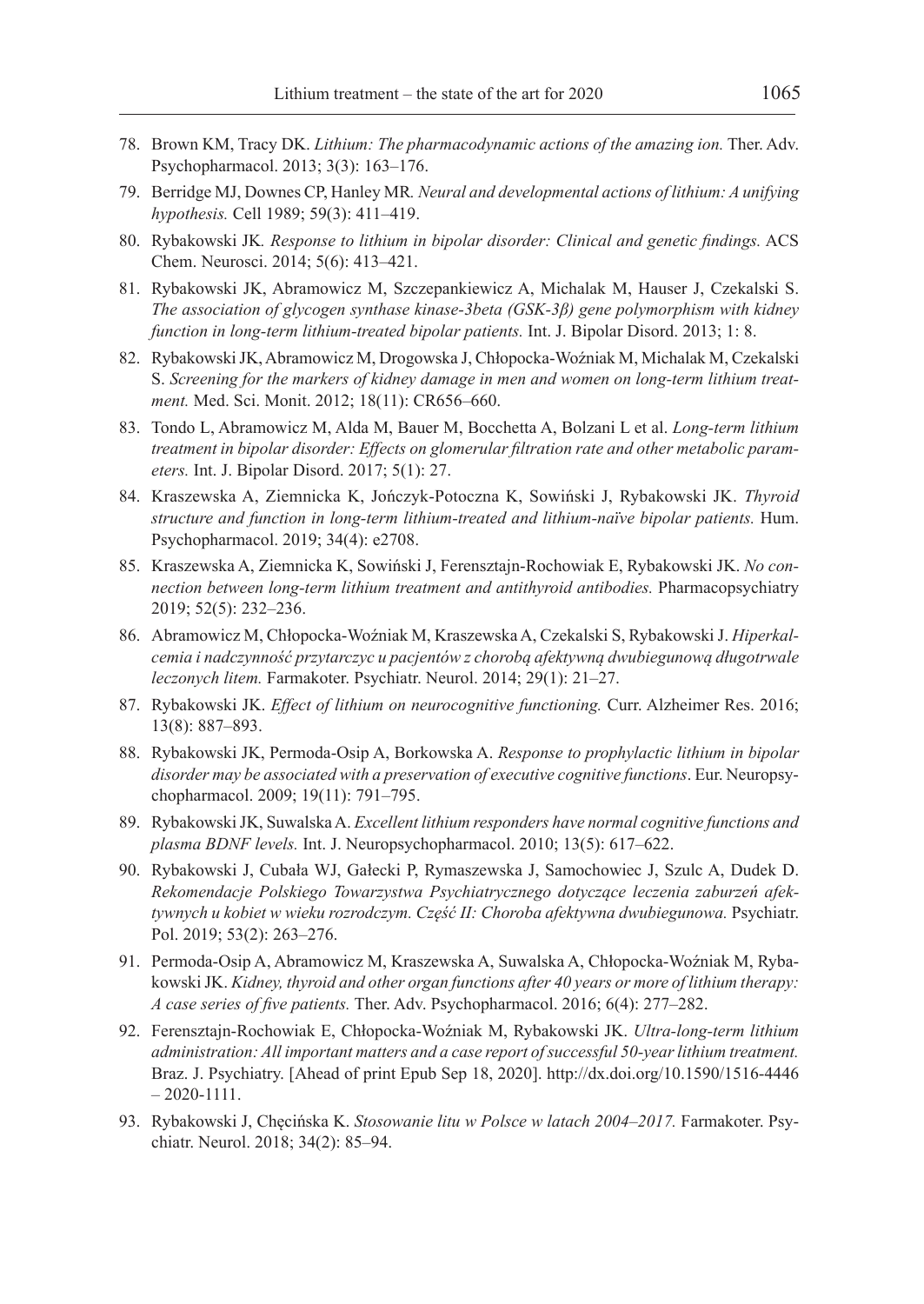78. Brown KM, Tracy DK. *Lithium: The pharmacodynamic actions of the amazing ion.* Ther. Adv. Psychopharmacol. 2013; 3(3): 163–176.
79. Berridge MJ, Downes CP, Hanley MR. *Neural and developmental actions of lithium: A unifying hypothesis.* Cell 1989; 59(3): 411–419.
80. Rybakowski JK. *Response to lithium in bipolar disorder: Clinical and genetic findings.* ACS Chem. Neurosci. 2014; 5(6): 413–421.
81. Rybakowski JK, Abramowicz M, Szczepankiewicz A, Michalak M, Hauser J, Czekalski S. *The association of glycogen synthase kinase-3beta (GSK-3β) gene polymorphism with kidney function in long-term lithium-treated bipolar patients.* Int. J. Bipolar Disord. 2013; 1: 8.
82. Rybakowski JK, Abramowicz M, Drogowska J, Chłopocka-Woźniak M, Michalak M, Czekalski S. *Screening for the markers of kidney damage in men and women on long-term lithium treatment.* Med. Sci. Monit. 2012; 18(11): CR656–660.
83. Tondo L, Abramowicz M, Alda M, Bauer M, Bocchetta A, Bolzani L et al. *Long-term lithium treatment in bipolar disorder: Effects on glomerular filtration rate and other metabolic parameters.* Int. J. Bipolar Disord. 2017; 5(1): 27.
84. Kraszewska A, Ziemnicka K, Jończyk-Potoczna K, Sowiński J, Rybakowski JK. *Thyroid structure and function in long-term lithium-treated and lithium-naïve bipolar patients.* Hum. Psychopharmacol. 2019; 34(4): e2708.
85. Kraszewska A, Ziemnicka K, Sowiński J, Ferensztajn-Rochowiak E, Rybakowski JK. *No connection between long-term lithium treatment and antithyroid antibodies.* Pharmacopsychiatry 2019; 52(5): 232–236.
86. Abramowicz M, Chłopocka-Woźniak M, Kraszewska A, Czekalski S, Rybakowski J. *Hiperkalcemia i nadczynność przytarczyc u pacjentów z chorobą afektywną dwubiegunową długotrwale leczonych litem.* Farmakoter. Psychiatr. Neurol. 2014; 29(1): 21–27.
87. Rybakowski JK. *Effect of lithium on neurocognitive functioning.* Curr. Alzheimer Res. 2016; 13(8): 887–893.
88. Rybakowski JK, Permoda-Osip A, Borkowska A. *Response to prophylactic lithium in bipolar disorder may be associated with a preservation of executive cognitive functions*. Eur. Neuropsychopharmacol. 2009; 19(11): 791–795.
89. Rybakowski JK, Suwalska A. *Excellent lithium responders have normal cognitive functions and plasma BDNF levels.* Int. J. Neuropsychopharmacol. 2010; 13(5): 617–622.
90. Rybakowski J, Cubała WJ, Gałecki P, Rymaszewska J, Samochowiec J, Szulc A, Dudek D. *Rekomendacje Polskiego Towarzystwa Psychiatrycznego dotyczące leczenia zaburzeń afektywnych u kobiet w wieku rozrodczym. Część II: Choroba afektywna dwubiegunowa.* Psychiatr. Pol. 2019; 53(2): 263–276.
91. Permoda-Osip A, Abramowicz M, Kraszewska A, Suwalska A, Chłopocka-Woźniak M, Rybakowski JK. *Kidney, thyroid and other organ functions after 40 years or more of lithium therapy: A case series of five patients.* Ther. Adv. Psychopharmacol. 2016; 6(4): 277–282.
92. Ferensztajn-Rochowiak E, Chłopocka-Woźniak M, Rybakowski JK. *Ultra-long-term lithium administration: All important matters and a case report of successful 50-year lithium treatment.* Braz. J. Psychiatry. [Ahead of print Epub Sep 18, 2020]. http://dx.doi.org/10.1590/1516-4446 – 2020-1111.
93. Rybakowski J, Chęcińska K. *Stosowanie litu w Polsce w latach 2004–2017.* Farmakoter. Psychiatr. Neurol. 2018; 34(2): 85–94.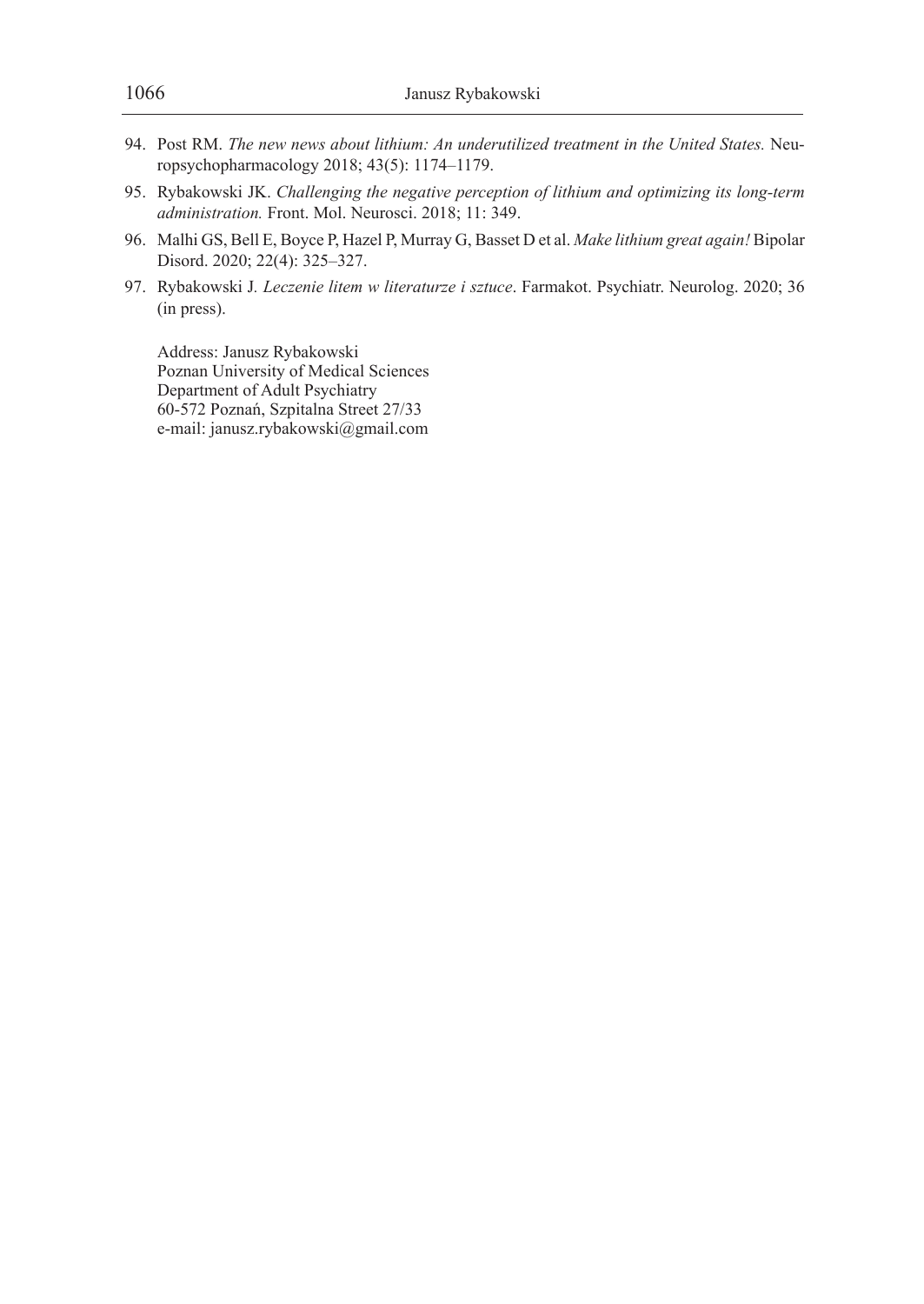94. Post RM. *The new news about lithium: An underutilized treatment in the United States.* Neuropsychopharmacology 2018; 43(5): 1174–1179.
95. Rybakowski JK. *Challenging the negative perception of lithium and optimizing its long-term administration.* Front. Mol. Neurosci. 2018; 11: 349.
96. Malhi GS, Bell E, Boyce P, Hazel P, Murray G, Basset D et al. *Make lithium great again!* Bipolar Disord. 2020; 22(4): 325–327.
97. Rybakowski J. *Leczenie litem w literaturze i sztuce*. Farmakot. Psychiatr. Neurolog. 2020; 36 (in press).

Address: Janusz Rybakowski
Poznan University of Medical Sciences
Department of Adult Psychiatry
60-572 Poznań, Szpitalna Street 27/33
e-mail: janusz.rybakowski@gmail.com